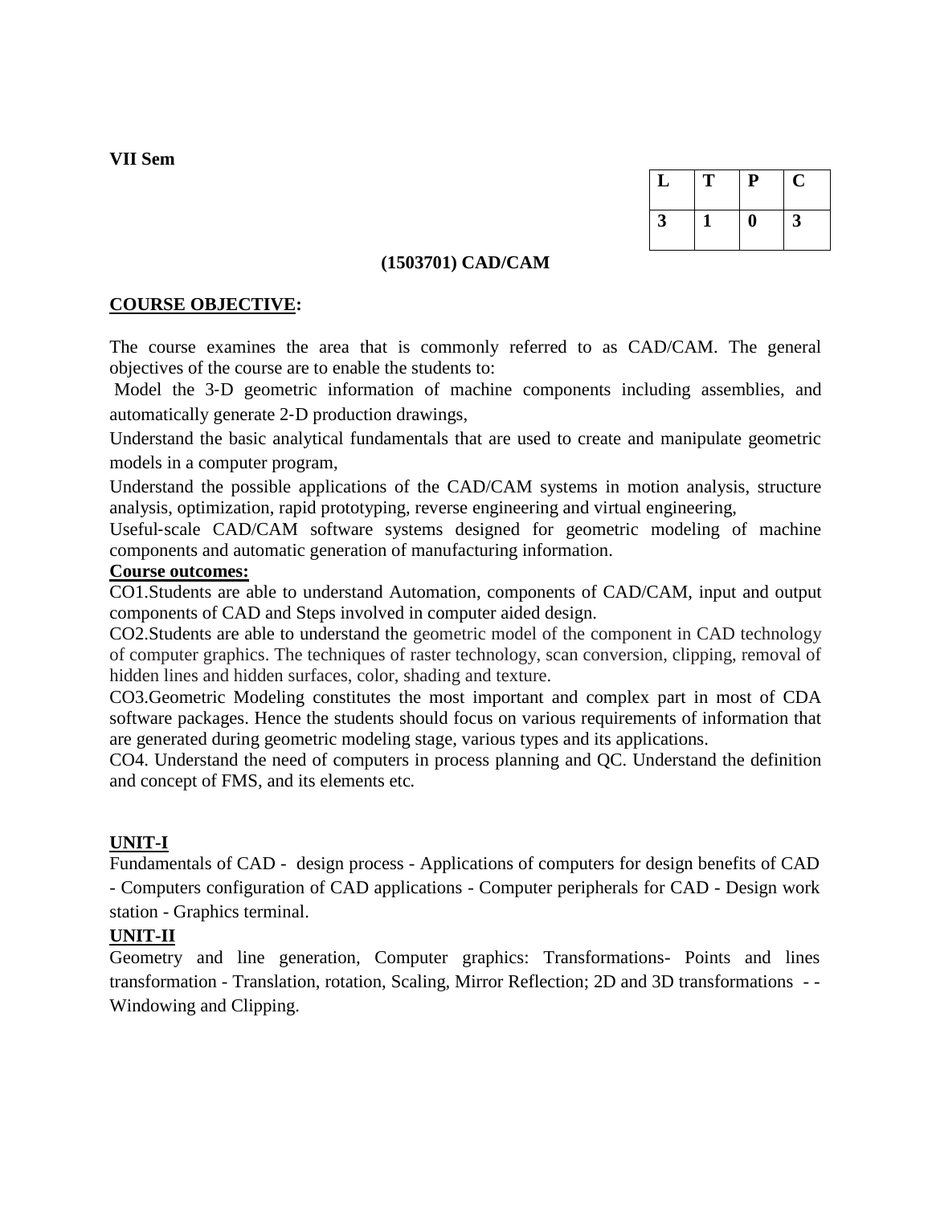**VII Sem**

| L | T | P | C |
|---|---|---|---|
| 3 | 1 | 0 | 3 |

## (1503701) CAD/CAM

**COURSE OBJECTIVE:**

The course examines the area that is commonly referred to as CAD/CAM. The general objectives of the course are to enable the students to:

Model the 3-D geometric information of machine components including assemblies, and automatically generate 2-D production drawings,

Understand the basic analytical fundamentals that are used to create and manipulate geometric models in a computer program,

Understand the possible applications of the CAD/CAM systems in motion analysis, structure analysis, optimization, rapid prototyping, reverse engineering and virtual engineering,

Useful-scale CAD/CAM software systems designed for geometric modeling of machine components and automatic generation of manufacturing information.

**Course outcomes:**

CO1.Students are able to understand Automation, components of CAD/CAM, input and output components of CAD and Steps involved in computer aided design.

CO2.Students are able to understand the geometric model of the component in CAD technology of computer graphics. The techniques of raster technology, scan conversion, clipping, removal of hidden lines and hidden surfaces, color, shading and texture.

CO3.Geometric Modeling constitutes the most important and complex part in most of CDA software packages. Hence the students should focus on various requirements of information that are generated during geometric modeling stage, various types and its applications.

CO4. Understand the need of computers in process planning and QC. Understand the definition and concept of FMS, and its elements etc.

**UNIT-I**

Fundamentals of CAD - design process - Applications of computers for design benefits of CAD - Computers configuration of CAD applications - Computer peripherals for CAD - Design work station - Graphics terminal.

**UNIT-II**

Geometry and line generation, Computer graphics: Transformations- Points and lines transformation - Translation, rotation, Scaling, Mirror Reflection; 2D and 3D transformations - - Windowing and Clipping.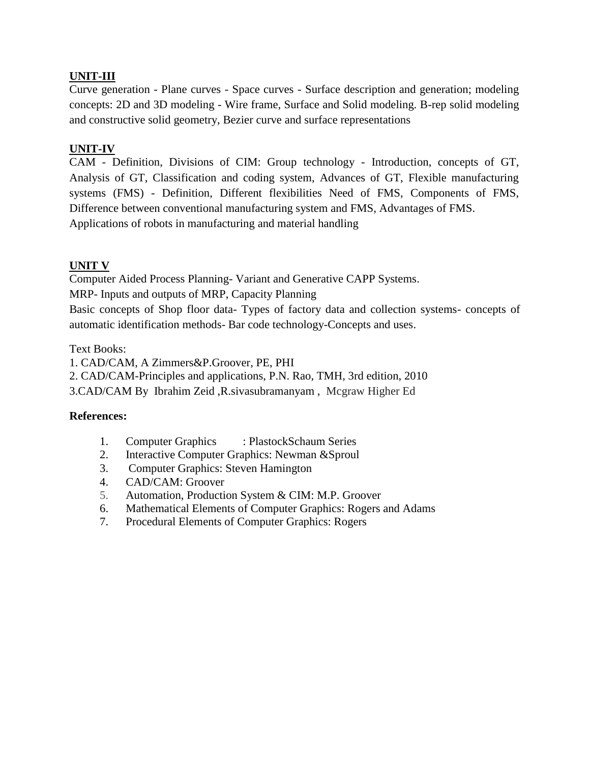**UNIT-III**

Curve generation - Plane curves - Space curves - Surface description and generation; modeling concepts: 2D and 3D modeling - Wire frame, Surface and Solid modeling. B-rep solid modeling and constructive solid geometry, Bezier curve and surface representations

**UNIT-IV**

CAM - Definition, Divisions of CIM: Group technology - Introduction, concepts of GT, Analysis of GT, Classification and coding system, Advances of GT, Flexible manufacturing systems (FMS) - Definition, Different flexibilities Need of FMS, Components of FMS, Difference between conventional manufacturing system and FMS, Advantages of FMS.
Applications of robots in manufacturing and material handling

**UNIT V**

Computer Aided Process Planning- Variant and Generative CAPP Systems.
MRP- Inputs and outputs of MRP, Capacity Planning
Basic concepts of Shop floor data- Types of factory data and collection systems- concepts of automatic identification methods- Bar code technology-Concepts and uses.

Text Books:
1. CAD/CAM, A Zimmers&P.Groover, PE, PHI
2. CAD/CAM-Principles and applications, P.N. Rao, TMH, 3rd edition, 2010
3.CAD/CAM By Ibrahim Zeid ,R.sivasubramanyam , Mcgraw Higher Ed

**References:**

1. Computer Graphics : PlastockSchaum Series
2. Interactive Computer Graphics: Newman &Sproul
3. Computer Graphics: Steven Hamington
4. CAD/CAM: Groover
5. Automation, Production System & CIM: M.P. Groover
6. Mathematical Elements of Computer Graphics: Rogers and Adams
7. Procedural Elements of Computer Graphics: Rogers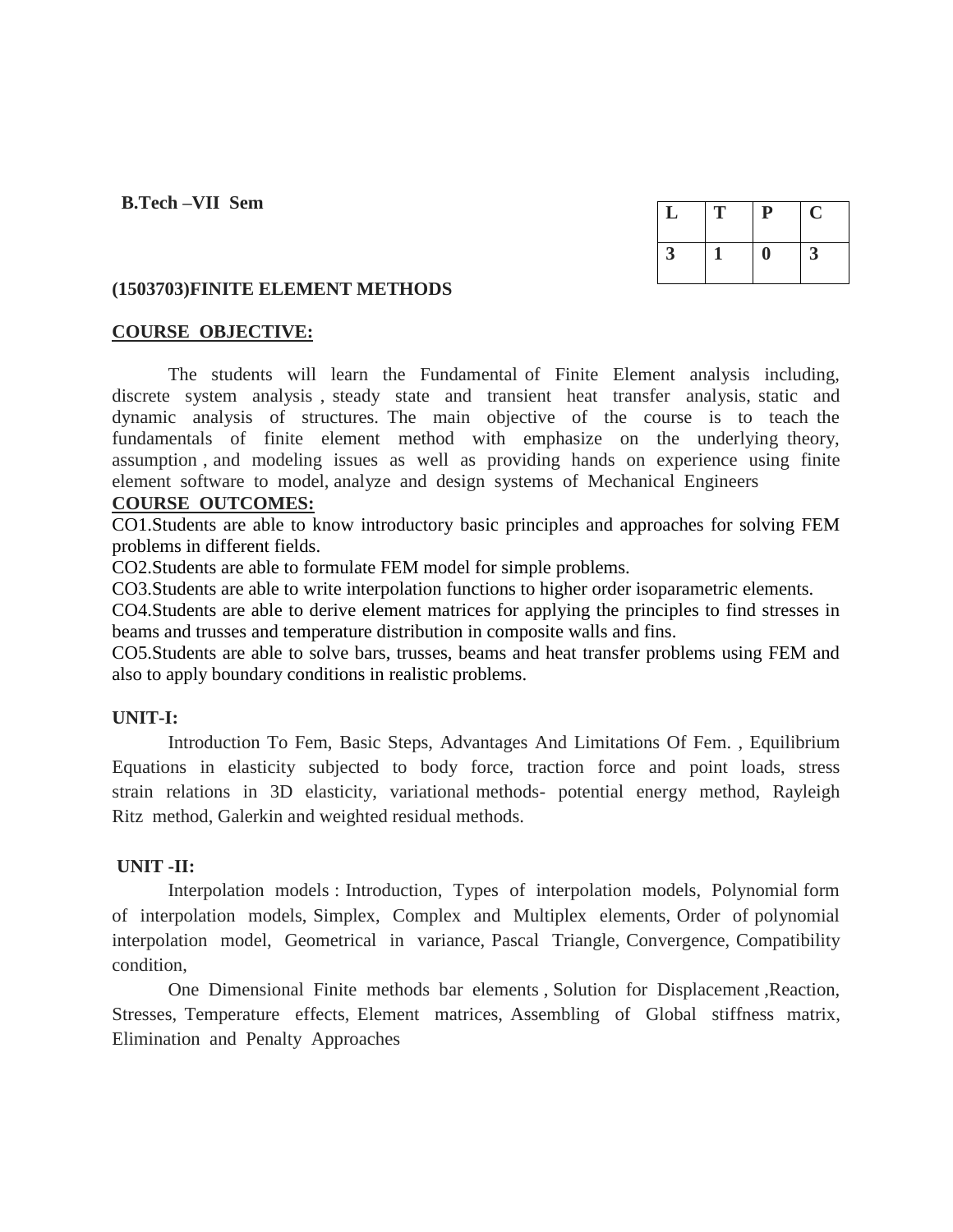**B.Tech –VII Sem**

| L | T | P | C |
|---|---|---|---|
| 3 | 1 | 0 | 3 |

**(1503703)FINITE ELEMENT METHODS**

**COURSE OBJECTIVE:**

The students will learn the Fundamental of Finite Element analysis including, discrete system analysis , steady state and transient heat transfer analysis, static and dynamic analysis of structures. The main objective of the course is to teach the fundamentals of finite element method with emphasize on the underlying theory, assumption , and modeling issues as well as providing hands on experience using finite element software to model, analyze and design systems of Mechanical Engineers

**COURSE OUTCOMES:**

CO1.Students are able to know introductory basic principles and approaches for solving FEM problems in different fields.

CO2.Students are able to formulate FEM model for simple problems.

CO3.Students are able to write interpolation functions to higher order isoparametric elements.

CO4.Students are able to derive element matrices for applying the principles to find stresses in beams and trusses and temperature distribution in composite walls and fins.

CO5.Students are able to solve bars, trusses, beams and heat transfer problems using FEM and also to apply boundary conditions in realistic problems.

**UNIT-I:**

Introduction To Fem, Basic Steps, Advantages And Limitations Of Fem. , Equilibrium Equations in elasticity subjected to body force, traction force and point loads, stress strain relations in 3D elasticity, variational methods- potential energy method, Rayleigh Ritz method, Galerkin and weighted residual methods.

**UNIT -II:**

Interpolation models : Introduction, Types of interpolation models, Polynomial form of interpolation models, Simplex, Complex and Multiplex elements, Order of polynomial interpolation model, Geometrical in variance, Pascal Triangle, Convergence, Compatibility condition,

One Dimensional Finite methods bar elements , Solution for Displacement ,Reaction, Stresses, Temperature effects, Element matrices, Assembling of Global stiffness matrix, Elimination and Penalty Approaches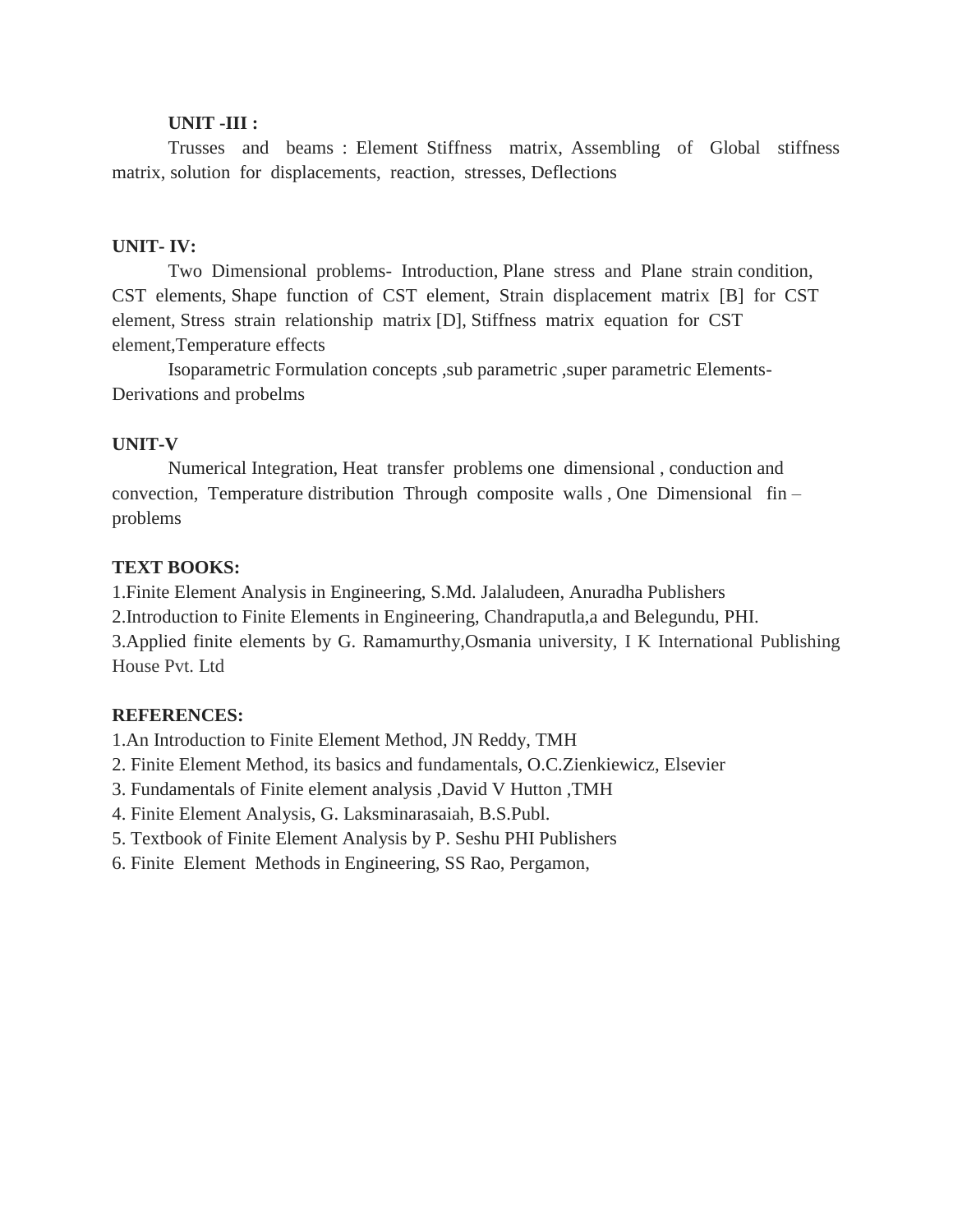**UNIT -III :**

Trusses and beams : Element Stiffness matrix, Assembling of Global stiffness matrix, solution for displacements, reaction, stresses, Deflections

**UNIT- IV:**

Two Dimensional problems- Introduction, Plane stress and Plane strain condition, CST elements, Shape function of CST element, Strain displacement matrix [B] for CST element, Stress strain relationship matrix [D], Stiffness matrix equation for CST element,Temperature effects

Isoparametric Formulation concepts ,sub parametric ,super parametric Elements- Derivations and probelms

**UNIT-V**

Numerical Integration, Heat transfer problems one dimensional , conduction and convection, Temperature distribution Through composite walls , One Dimensional fin – problems

**TEXT BOOKS:**

1.Finite Element Analysis in Engineering, S.Md. Jalaludeen, Anuradha Publishers

2.Introduction to Finite Elements in Engineering, Chandraputla,a and Belegundu, PHI.

3.Applied finite elements by G. Ramamurthy,Osmania university, I K International Publishing House Pvt. Ltd

**REFERENCES:**

1.An Introduction to Finite Element Method, JN Reddy, TMH

2. Finite Element Method, its basics and fundamentals, O.C.Zienkiewicz, Elsevier

3. Fundamentals of Finite element analysis ,David V Hutton ,TMH

4. Finite Element Analysis, G. Laksminarasaiah, B.S.Publ.

5. Textbook of Finite Element Analysis by P. Seshu PHI Publishers

6. Finite Element Methods in Engineering, SS Rao, Pergamon,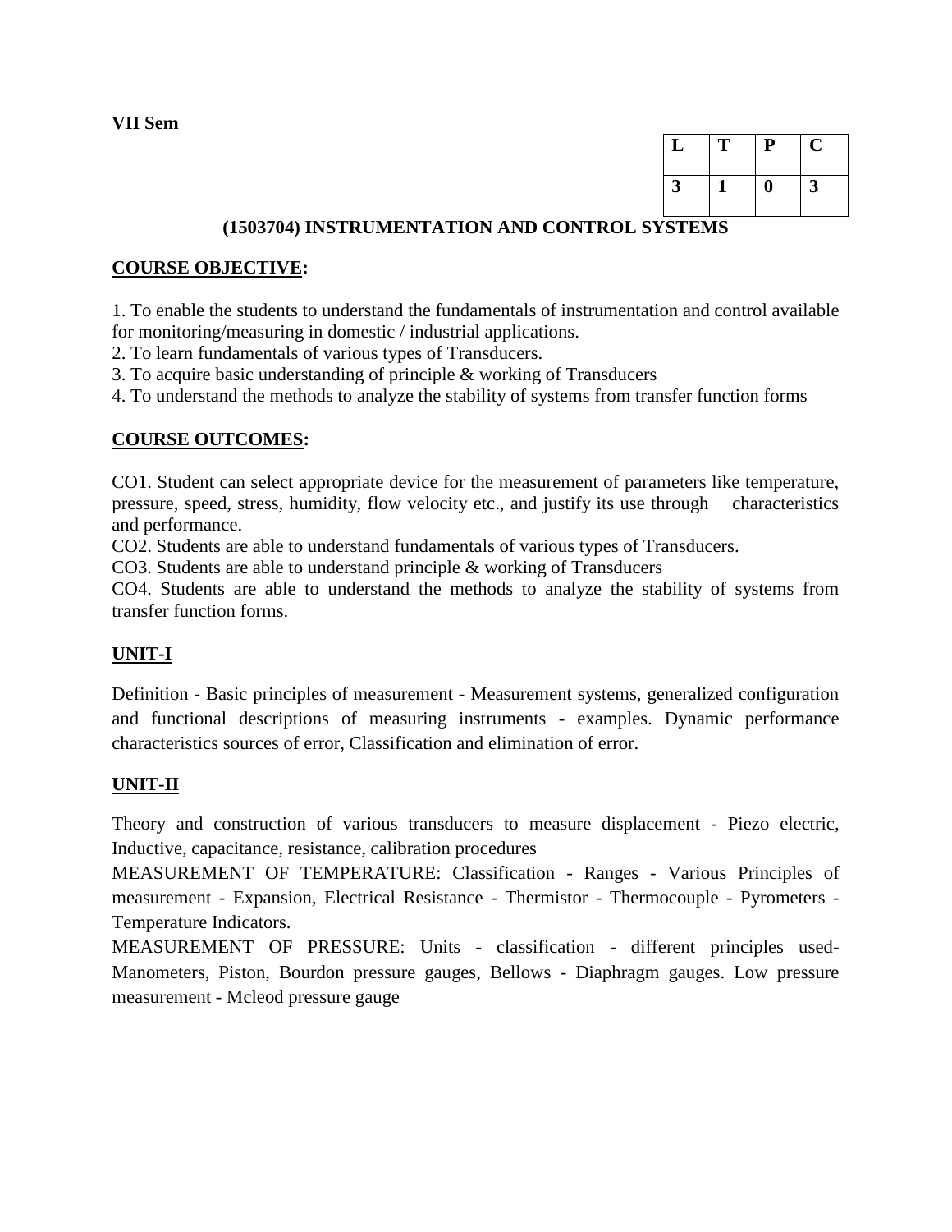**VII Sem**

| L | T | P | C |
|---|---|---|---|
| 3 | 1 | 0 | 3 |

## (1503704) INSTRUMENTATION AND CONTROL SYSTEMS

### COURSE OBJECTIVE:

1. To enable the students to understand the fundamentals of instrumentation and control available for monitoring/measuring in domestic / industrial applications.
2. To learn fundamentals of various types of Transducers.
3. To acquire basic understanding of principle & working of Transducers
4. To understand the methods to analyze the stability of systems from transfer function forms

### COURSE OUTCOMES:

CO1. Student can select appropriate device for the measurement of parameters like temperature, pressure, speed, stress, humidity, flow velocity etc., and justify its use through characteristics and performance.
CO2. Students are able to understand fundamentals of various types of Transducers.
CO3. Students are able to understand principle & working of Transducers
CO4. Students are able to understand the methods to analyze the stability of systems from transfer function forms.

### UNIT-I

Definition - Basic principles of measurement - Measurement systems, generalized configuration and functional descriptions of measuring instruments - examples. Dynamic performance characteristics sources of error, Classification and elimination of error.

### UNIT-II

Theory and construction of various transducers to measure displacement - Piezo electric, Inductive, capacitance, resistance, calibration procedures

MEASUREMENT OF TEMPERATURE: Classification - Ranges - Various Principles of measurement - Expansion, Electrical Resistance - Thermistor - Thermocouple - Pyrometers - Temperature Indicators.

MEASUREMENT OF PRESSURE: Units - classification - different principles used- Manometers, Piston, Bourdon pressure gauges, Bellows - Diaphragm gauges. Low pressure measurement - Mcleod pressure gauge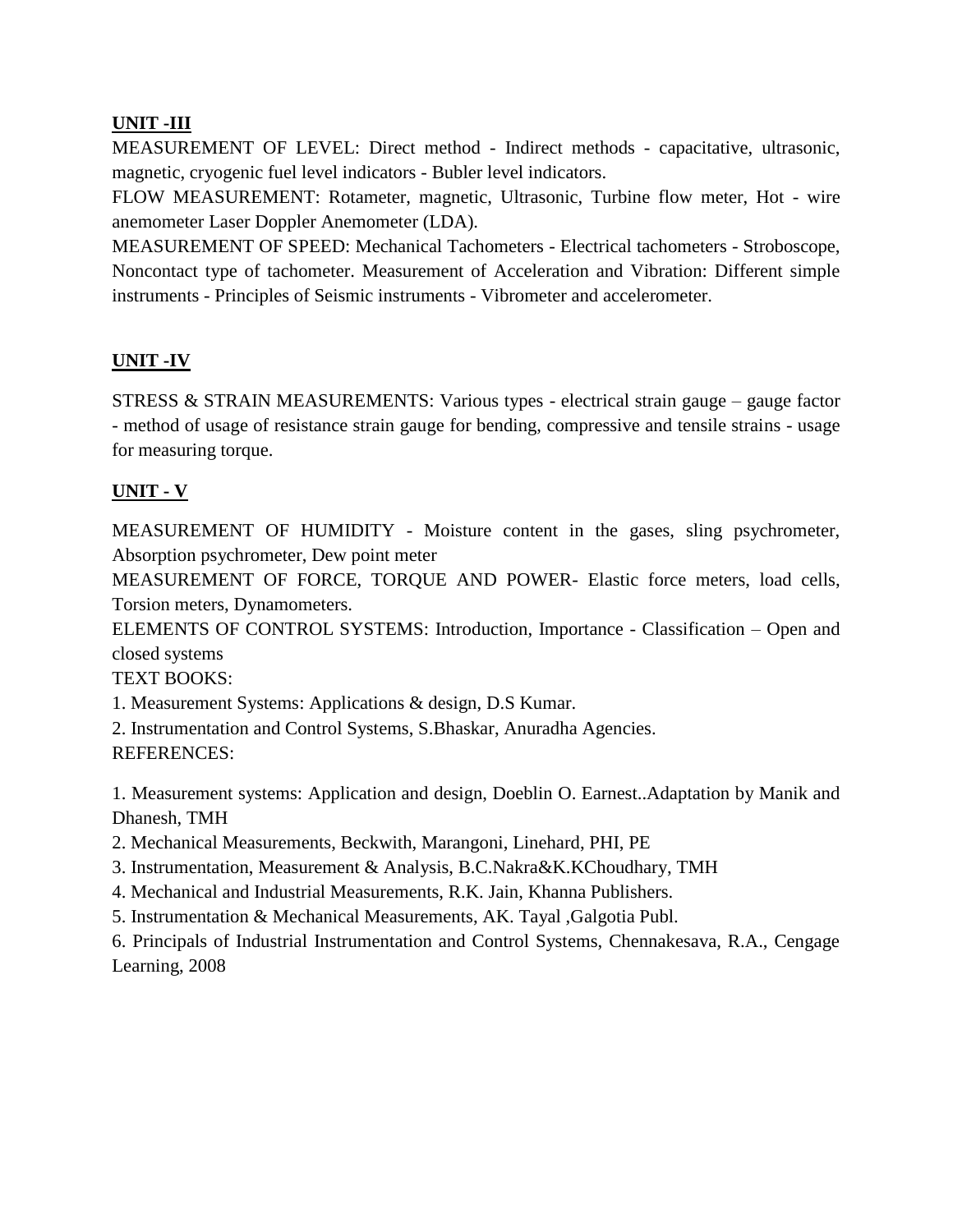## UNIT -III

MEASUREMENT OF LEVEL: Direct method - Indirect methods - capacitative, ultrasonic, magnetic, cryogenic fuel level indicators - Bubler level indicators.

FLOW MEASUREMENT: Rotameter, magnetic, Ultrasonic, Turbine flow meter, Hot - wire anemometer Laser Doppler Anemometer (LDA).

MEASUREMENT OF SPEED: Mechanical Tachometers - Electrical tachometers - Stroboscope, Noncontact type of tachometer. Measurement of Acceleration and Vibration: Different simple instruments - Principles of Seismic instruments - Vibrometer and accelerometer.

## UNIT -IV

STRESS & STRAIN MEASUREMENTS: Various types - electrical strain gauge – gauge factor - method of usage of resistance strain gauge for bending, compressive and tensile strains - usage for measuring torque.

## UNIT - V

MEASUREMENT OF HUMIDITY - Moisture content in the gases, sling psychrometer, Absorption psychrometer, Dew point meter

MEASUREMENT OF FORCE, TORQUE AND POWER- Elastic force meters, load cells, Torsion meters, Dynamometers.

ELEMENTS OF CONTROL SYSTEMS: Introduction, Importance - Classification – Open and closed systems

TEXT BOOKS:

1. Measurement Systems: Applications & design, D.S Kumar.
2. Instrumentation and Control Systems, S.Bhaskar, Anuradha Agencies.

REFERENCES:

1. Measurement systems: Application and design, Doeblin O. Earnest..Adaptation by Manik and Dhanesh, TMH
2. Mechanical Measurements, Beckwith, Marangoni, Linehard, PHI, PE
3. Instrumentation, Measurement & Analysis, B.C.Nakra&K.KChoudhary, TMH
4. Mechanical and Industrial Measurements, R.K. Jain, Khanna Publishers.
5. Instrumentation & Mechanical Measurements, AK. Tayal ,Galgotia Publ.
6. Principals of Industrial Instrumentation and Control Systems, Chennakesava, R.A., Cengage Learning, 2008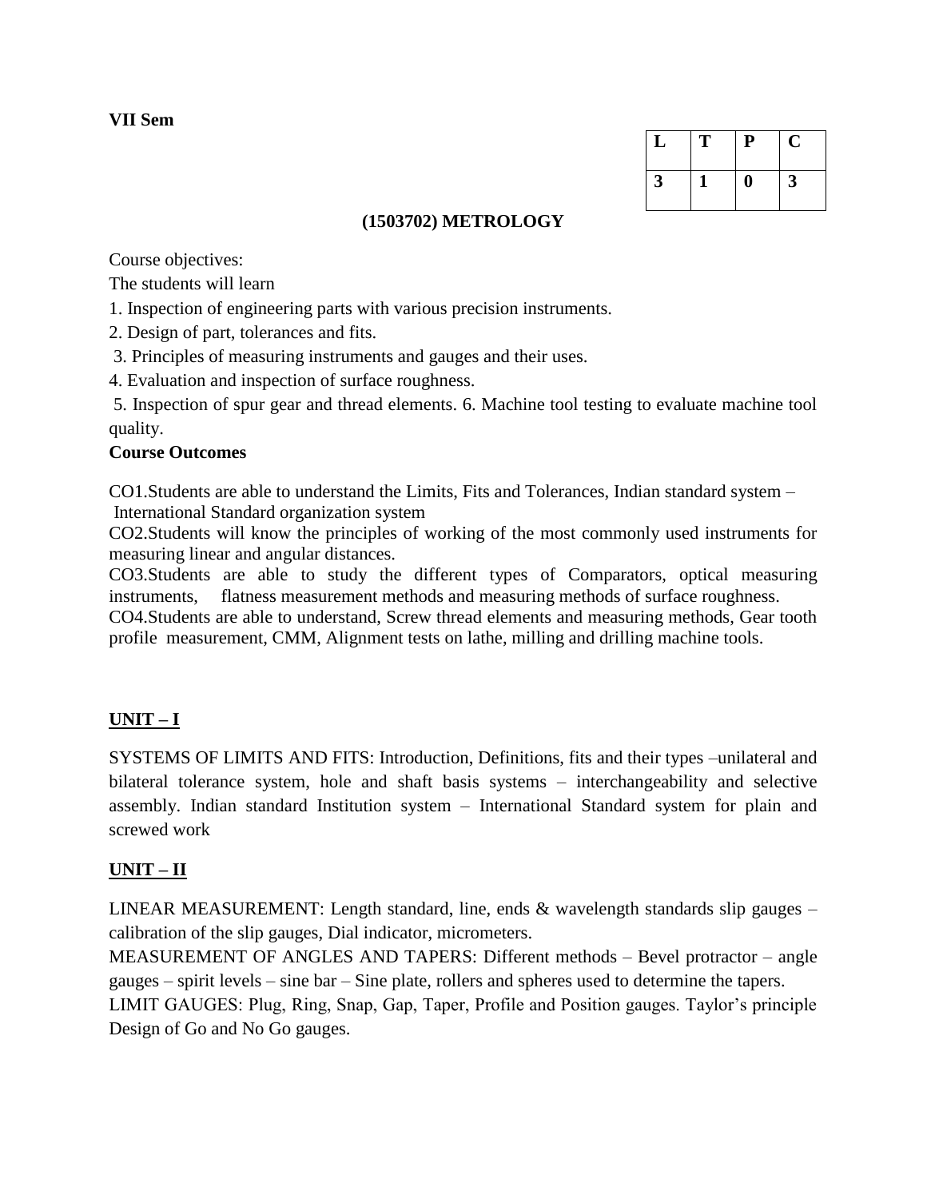**VII Sem**

| L | T | P | C |
|---|---|---|---|
| 3 | 1 | 0 | 3 |

## (1503702) METROLOGY

Course objectives:

The students will learn

1. Inspection of engineering parts with various precision instruments.
2. Design of part, tolerances and fits.
3. Principles of measuring instruments and gauges and their uses.
4. Evaluation and inspection of surface roughness.
5. Inspection of spur gear and thread elements. 6. Machine tool testing to evaluate machine tool quality.

**Course Outcomes**

CO1.Students are able to understand the Limits, Fits and Tolerances, Indian standard system – International Standard organization system

CO2.Students will know the principles of working of the most commonly used instruments for measuring linear and angular distances.

CO3.Students are able to study the different types of Comparators, optical measuring instruments, flatness measurement methods and measuring methods of surface roughness.

CO4.Students are able to understand, Screw thread elements and measuring methods, Gear tooth profile measurement, CMM, Alignment tests on lathe, milling and drilling machine tools.

### UNIT – I

SYSTEMS OF LIMITS AND FITS: Introduction, Definitions, fits and their types –unilateral and bilateral tolerance system, hole and shaft basis systems – interchangeability and selective assembly. Indian standard Institution system – International Standard system for plain and screwed work

### UNIT – II

LINEAR MEASUREMENT: Length standard, line, ends & wavelength standards slip gauges – calibration of the slip gauges, Dial indicator, micrometers.

MEASUREMENT OF ANGLES AND TAPERS: Different methods – Bevel protractor – angle gauges – spirit levels – sine bar – Sine plate, rollers and spheres used to determine the tapers.

LIMIT GAUGES: Plug, Ring, Snap, Gap, Taper, Profile and Position gauges. Taylor's principle Design of Go and No Go gauges.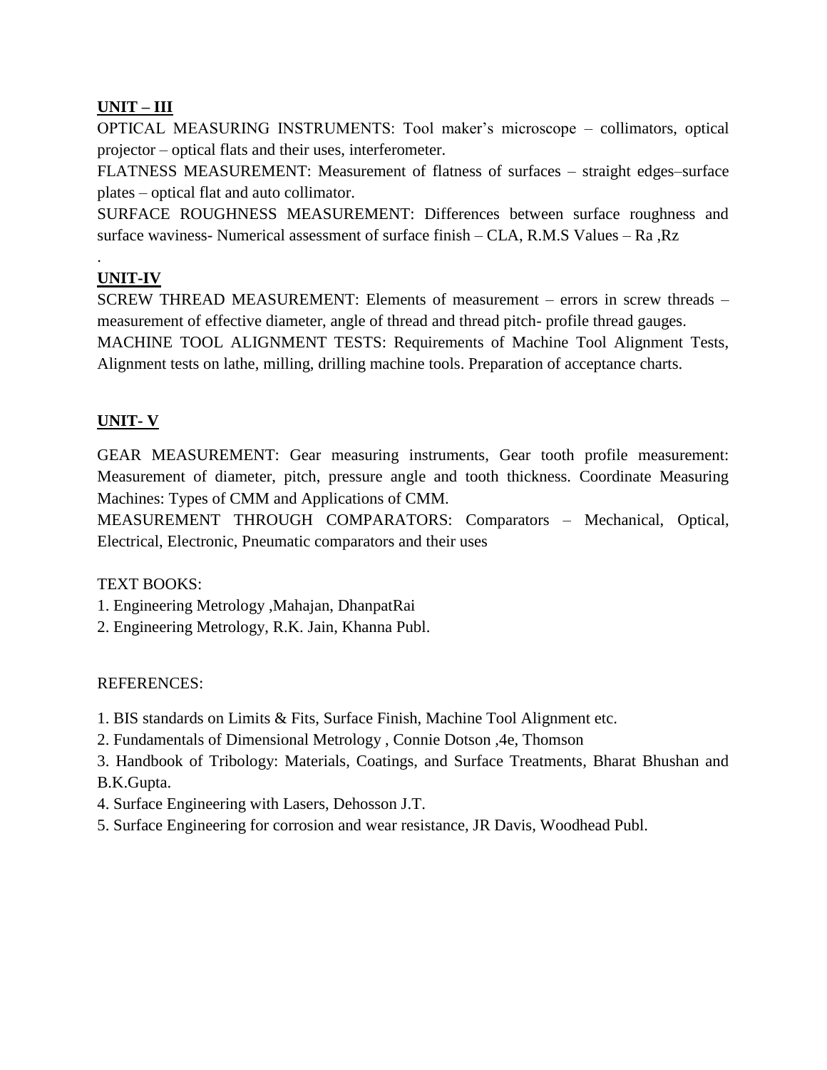## UNIT – III

OPTICAL MEASURING INSTRUMENTS: Tool maker's microscope – collimators, optical projector – optical flats and their uses, interferometer.

FLATNESS MEASUREMENT: Measurement of flatness of surfaces – straight edges–surface plates – optical flat and auto collimator.

SURFACE ROUGHNESS MEASUREMENT: Differences between surface roughness and surface waviness- Numerical assessment of surface finish – CLA, R.M.S Values – Ra ,Rz

.

## UNIT-IV

SCREW THREAD MEASUREMENT: Elements of measurement – errors in screw threads – measurement of effective diameter, angle of thread and thread pitch- profile thread gauges.

MACHINE TOOL ALIGNMENT TESTS: Requirements of Machine Tool Alignment Tests, Alignment tests on lathe, milling, drilling machine tools. Preparation of acceptance charts.

## UNIT- V

GEAR MEASUREMENT: Gear measuring instruments, Gear tooth profile measurement: Measurement of diameter, pitch, pressure angle and tooth thickness. Coordinate Measuring Machines: Types of CMM and Applications of CMM.

MEASUREMENT THROUGH COMPARATORS: Comparators – Mechanical, Optical, Electrical, Electronic, Pneumatic comparators and their uses

TEXT BOOKS:

1. Engineering Metrology ,Mahajan, DhanpatRai
2. Engineering Metrology, R.K. Jain, Khanna Publ.

REFERENCES:

1. BIS standards on Limits & Fits, Surface Finish, Machine Tool Alignment etc.
2. Fundamentals of Dimensional Metrology , Connie Dotson ,4e, Thomson
3. Handbook of Tribology: Materials, Coatings, and Surface Treatments, Bharat Bhushan and B.K.Gupta.
4. Surface Engineering with Lasers, Dehosson J.T.
5. Surface Engineering for corrosion and wear resistance, JR Davis, Woodhead Publ.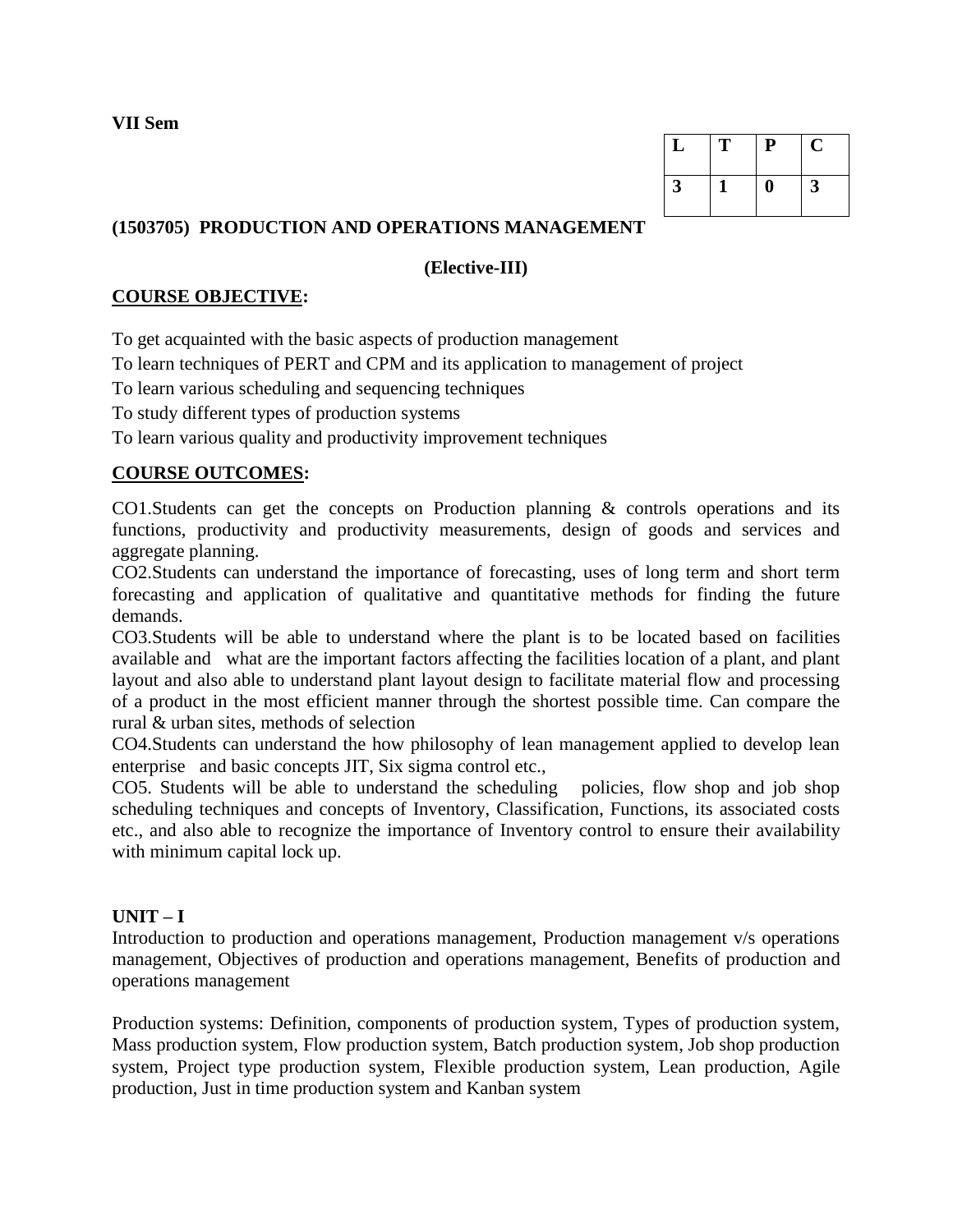**VII Sem**

| L | T | P | C |
|---|---|---|---|
| 3 | 1 | 0 | 3 |

**(1503705) PRODUCTION AND OPERATIONS MANAGEMENT**

**(Elective-III)**

## COURSE OBJECTIVE:

To get acquainted with the basic aspects of production management

To learn techniques of PERT and CPM and its application to management of project

To learn various scheduling and sequencing techniques

To study different types of production systems

To learn various quality and productivity improvement techniques

## COURSE OUTCOMES:

CO1.Students can get the concepts on Production planning & controls operations and its functions, productivity and productivity measurements, design of goods and services and aggregate planning.

CO2.Students can understand the importance of forecasting, uses of long term and short term forecasting and application of qualitative and quantitative methods for finding the future demands.

CO3.Students will be able to understand where the plant is to be located based on facilities available and what are the important factors affecting the facilities location of a plant, and plant layout and also able to understand plant layout design to facilitate material flow and processing of a product in the most efficient manner through the shortest possible time. Can compare the rural & urban sites, methods of selection

CO4.Students can understand the how philosophy of lean management applied to develop lean enterprise and basic concepts JIT, Six sigma control etc.,

CO5. Students will be able to understand the scheduling policies, flow shop and job shop scheduling techniques and concepts of Inventory, Classification, Functions, its associated costs etc., and also able to recognize the importance of Inventory control to ensure their availability with minimum capital lock up.

**UNIT – I**

Introduction to production and operations management, Production management v/s operations management, Objectives of production and operations management, Benefits of production and operations management

Production systems: Definition, components of production system, Types of production system, Mass production system, Flow production system, Batch production system, Job shop production system, Project type production system, Flexible production system, Lean production, Agile production, Just in time production system and Kanban system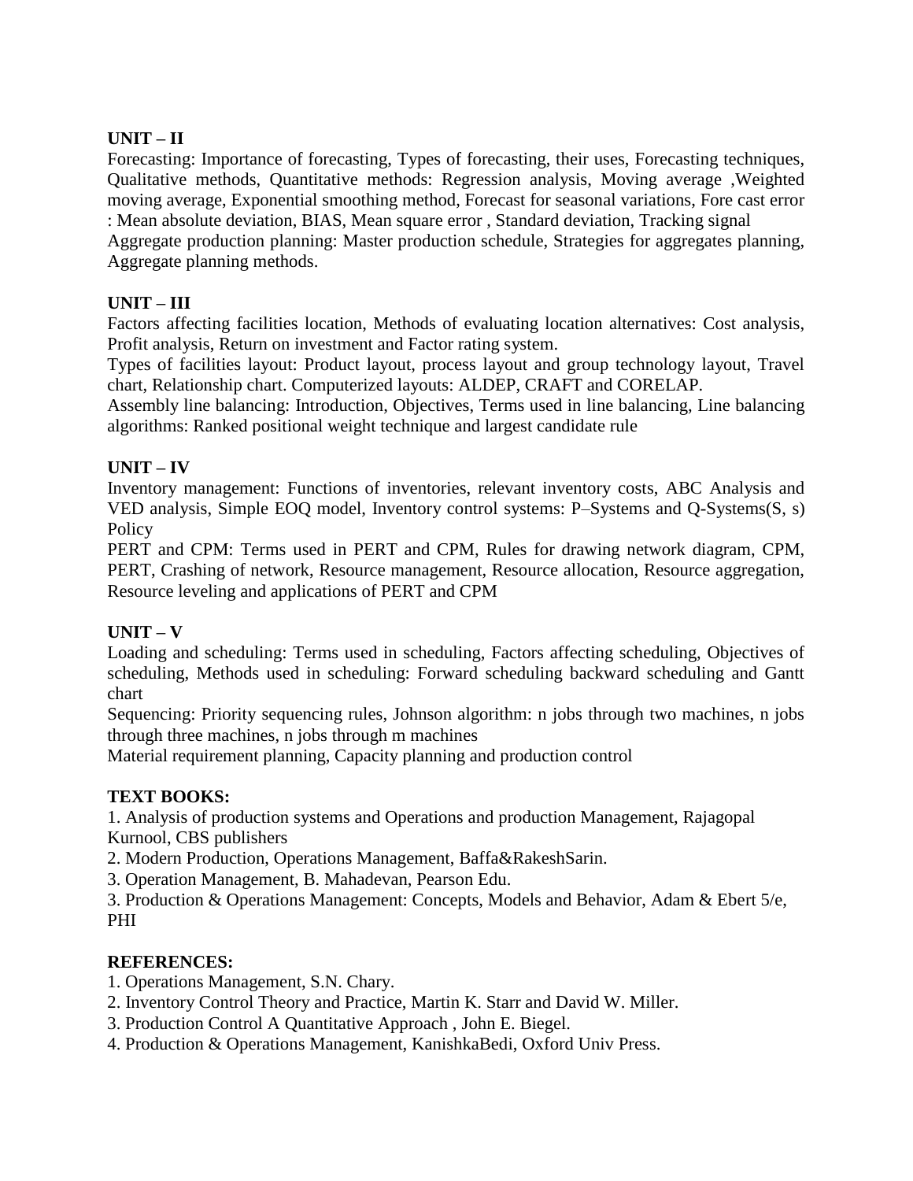**UNIT – II**

Forecasting: Importance of forecasting, Types of forecasting, their uses, Forecasting techniques, Qualitative methods, Quantitative methods: Regression analysis, Moving average ,Weighted moving average, Exponential smoothing method, Forecast for seasonal variations, Fore cast error : Mean absolute deviation, BIAS, Mean square error , Standard deviation, Tracking signal

Aggregate production planning: Master production schedule, Strategies for aggregates planning, Aggregate planning methods.

**UNIT – III**

Factors affecting facilities location, Methods of evaluating location alternatives: Cost analysis, Profit analysis, Return on investment and Factor rating system.

Types of facilities layout: Product layout, process layout and group technology layout, Travel chart, Relationship chart. Computerized layouts: ALDEP, CRAFT and CORELAP.

Assembly line balancing: Introduction, Objectives, Terms used in line balancing, Line balancing algorithms: Ranked positional weight technique and largest candidate rule

**UNIT – IV**

Inventory management: Functions of inventories, relevant inventory costs, ABC Analysis and VED analysis, Simple EOQ model, Inventory control systems: P–Systems and Q-Systems(S, s) Policy

PERT and CPM: Terms used in PERT and CPM, Rules for drawing network diagram, CPM, PERT, Crashing of network, Resource management, Resource allocation, Resource aggregation, Resource leveling and applications of PERT and CPM

**UNIT – V**

Loading and scheduling: Terms used in scheduling, Factors affecting scheduling, Objectives of scheduling, Methods used in scheduling: Forward scheduling backward scheduling and Gantt chart

Sequencing: Priority sequencing rules, Johnson algorithm: n jobs through two machines, n jobs through three machines, n jobs through m machines

Material requirement planning, Capacity planning and production control

**TEXT BOOKS:**

1. Analysis of production systems and Operations and production Management, Rajagopal Kurnool, CBS publishers
2. Modern Production, Operations Management, Baffa&RakeshSarin.
3. Operation Management, B. Mahadevan, Pearson Edu.
3. Production & Operations Management: Concepts, Models and Behavior, Adam & Ebert 5/e, PHI

**REFERENCES:**

1. Operations Management, S.N. Chary.
2. Inventory Control Theory and Practice, Martin K. Starr and David W. Miller.
3. Production Control A Quantitative Approach , John E. Biegel.
4. Production & Operations Management, KanishkaBedi, Oxford Univ Press.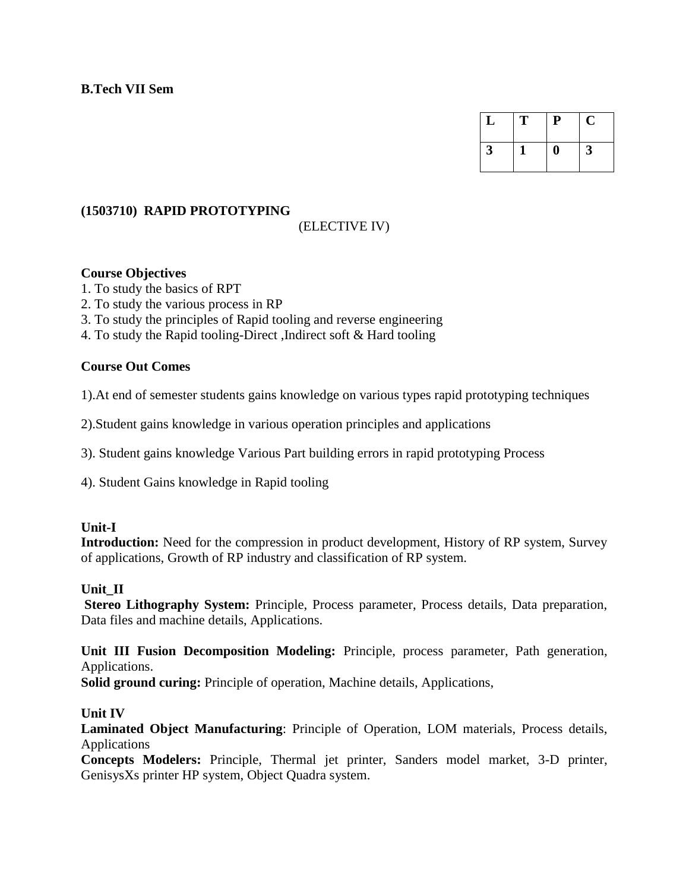**B.Tech VII Sem**

| L | T | P | C |
|---|---|---|---|
| 3 | 1 | 0 | 3 |

**(1503710) RAPID PROTOTYPING**

(ELECTIVE IV)

**Course Objectives**

1. To study the basics of RPT
2. To study the various process in RP
3. To study the principles of Rapid tooling and reverse engineering
4. To study the Rapid tooling-Direct ,Indirect soft & Hard tooling

**Course Out Comes**

1).At end of semester students gains knowledge on various types rapid prototyping techniques

2).Student gains knowledge in various operation principles and applications

3). Student gains knowledge Various Part building errors in rapid prototyping Process

4). Student Gains knowledge in Rapid tooling

**Unit-I**

**Introduction:** Need for the compression in product development, History of RP system, Survey of applications, Growth of RP industry and classification of RP system.

**Unit_II**

**Stereo Lithography System:** Principle, Process parameter, Process details, Data preparation, Data files and machine details, Applications.

**Unit III Fusion Decomposition Modeling:** Principle, process parameter, Path generation, Applications.

**Solid ground curing:** Principle of operation, Machine details, Applications,

**Unit IV**

**Laminated Object Manufacturing**: Principle of Operation, LOM materials, Process details, Applications

**Concepts Modelers:** Principle, Thermal jet printer, Sanders model market, 3-D printer, GenisysXs printer HP system, Object Quadra system.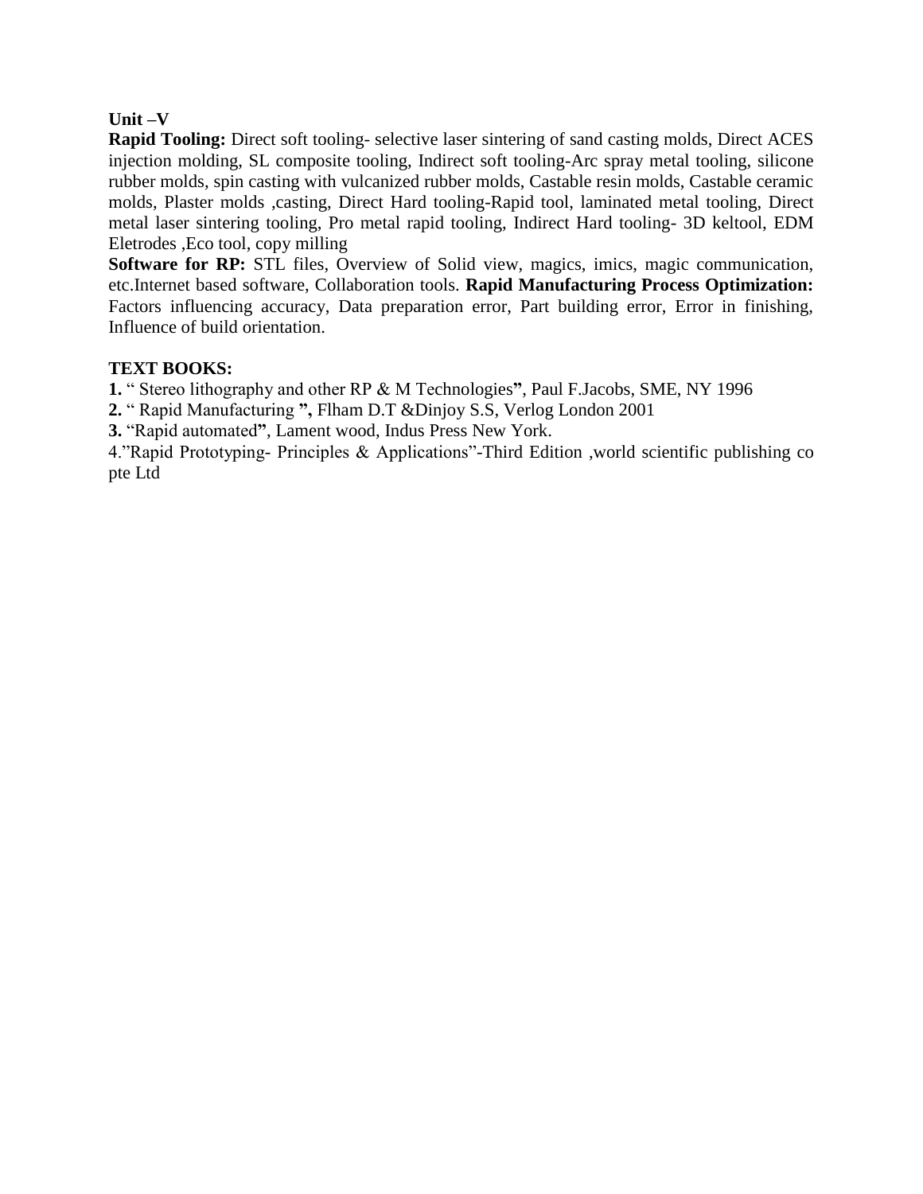**Unit –V**

**Rapid Tooling:** Direct soft tooling- selective laser sintering of sand casting molds, Direct ACES injection molding, SL composite tooling, Indirect soft tooling-Arc spray metal tooling, silicone rubber molds, spin casting with vulcanized rubber molds, Castable resin molds, Castable ceramic molds, Plaster molds ,casting, Direct Hard tooling-Rapid tool, laminated metal tooling, Direct metal laser sintering tooling, Pro metal rapid tooling, Indirect Hard tooling- 3D keltool, EDM Eletrodes ,Eco tool, copy milling

**Software for RP:** STL files, Overview of Solid view, magics, imics, magic communication, etc.Internet based software, Collaboration tools. **Rapid Manufacturing Process Optimization:** Factors influencing accuracy, Data preparation error, Part building error, Error in finishing, Influence of build orientation.

**TEXT BOOKS:**

**1.** " Stereo lithography and other RP & M Technologies**"**, Paul F.Jacobs, SME, NY 1996

**2.** " Rapid Manufacturing **",** Flham D.T &Dinjoy S.S, Verlog London 2001

**3.** "Rapid automated**"**, Lament wood, Indus Press New York.

4."Rapid Prototyping- Principles & Applications"-Third Edition ,world scientific publishing co pte Ltd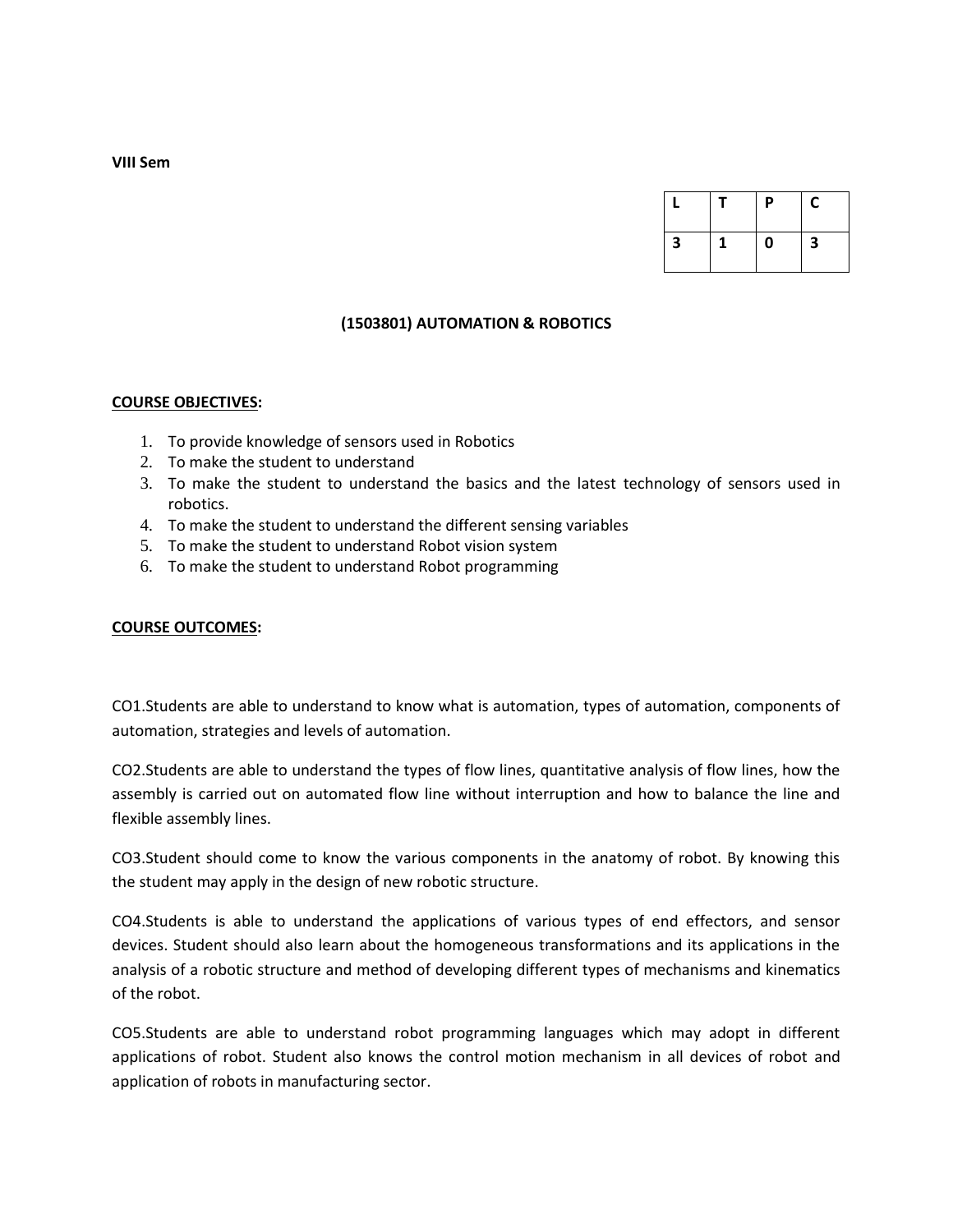**VIII Sem**

| L | T | P | C |
|---|---|---|---|
| 3 | 1 | 0 | 3 |

## (1503801) AUTOMATION & ROBOTICS

**COURSE OBJECTIVES:**

1. To provide knowledge of sensors used in Robotics
2. To make the student to understand
3. To make the student to understand the basics and the latest technology of sensors used in robotics.
4. To make the student to understand the different sensing variables
5. To make the student to understand Robot vision system
6. To make the student to understand Robot programming

**COURSE OUTCOMES:**

CO1.Students are able to understand to know what is automation, types of automation, components of automation, strategies and levels of automation.

CO2.Students are able to understand the types of flow lines, quantitative analysis of flow lines, how the assembly is carried out on automated flow line without interruption and how to balance the line and flexible assembly lines.

CO3.Student should come to know the various components in the anatomy of robot. By knowing this the student may apply in the design of new robotic structure.

CO4.Students is able to understand the applications of various types of end effectors, and sensor devices. Student should also learn about the homogeneous transformations and its applications in the analysis of a robotic structure and method of developing different types of mechanisms and kinematics of the robot.

CO5.Students are able to understand robot programming languages which may adopt in different applications of robot. Student also knows the control motion mechanism in all devices of robot and application of robots in manufacturing sector.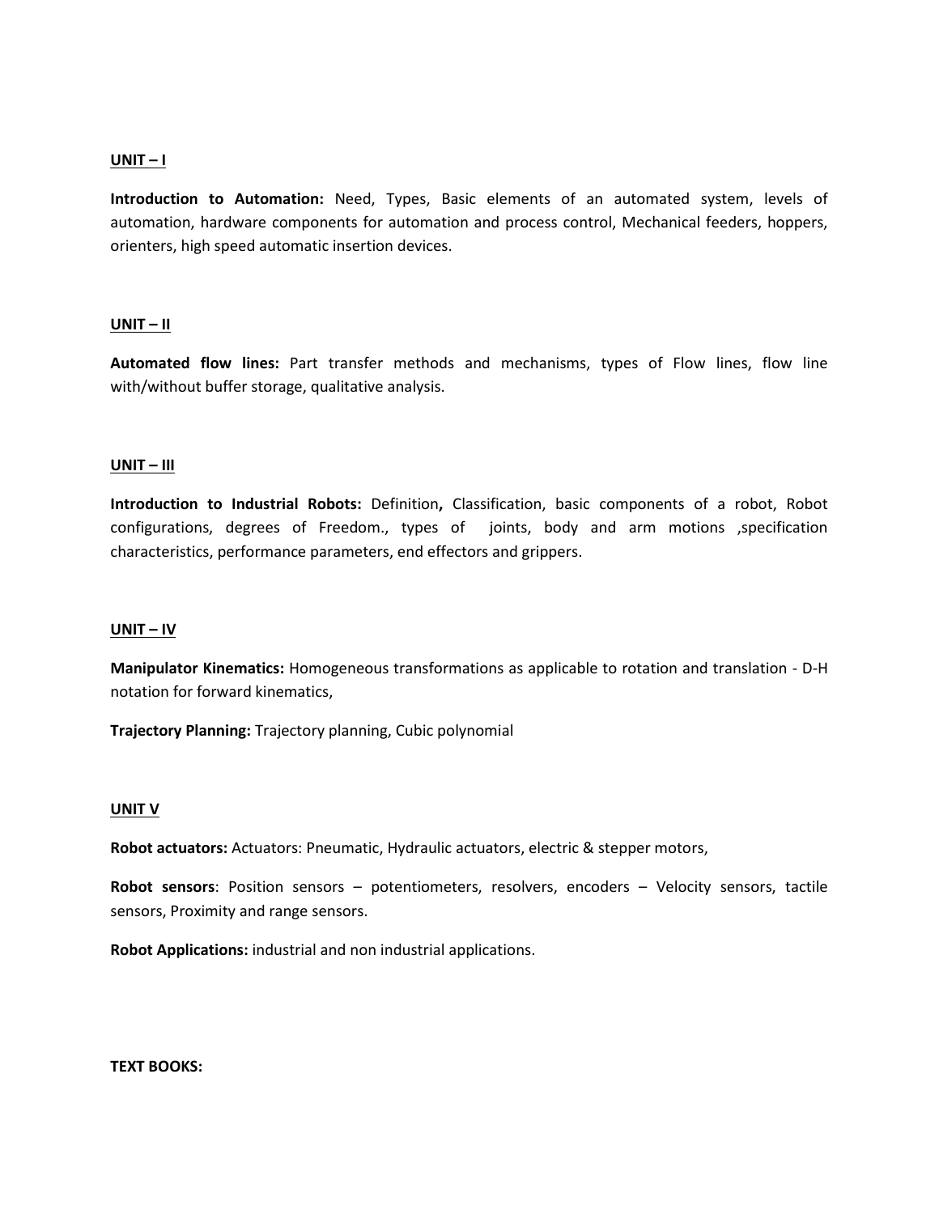## UNIT – I

**Introduction to Automation:** Need, Types, Basic elements of an automated system, levels of automation, hardware components for automation and process control, Mechanical feeders, hoppers, orienters, high speed automatic insertion devices.

## UNIT – II

**Automated flow lines:** Part transfer methods and mechanisms, types of Flow lines, flow line with/without buffer storage, qualitative analysis.

## UNIT – III

**Introduction to Industrial Robots:** Definition**,** Classification, basic components of a robot, Robot configurations, degrees of Freedom., types of joints, body and arm motions ,specification characteristics, performance parameters, end effectors and grippers.

## UNIT – IV

**Manipulator Kinematics:** Homogeneous transformations as applicable to rotation and translation - D-H notation for forward kinematics,

**Trajectory Planning:** Trajectory planning, Cubic polynomial

## UNIT V

**Robot actuators:** Actuators: Pneumatic, Hydraulic actuators, electric & stepper motors,

**Robot sensors**: Position sensors – potentiometers, resolvers, encoders – Velocity sensors, tactile sensors, Proximity and range sensors.

**Robot Applications:** industrial and non industrial applications.

**TEXT BOOKS:**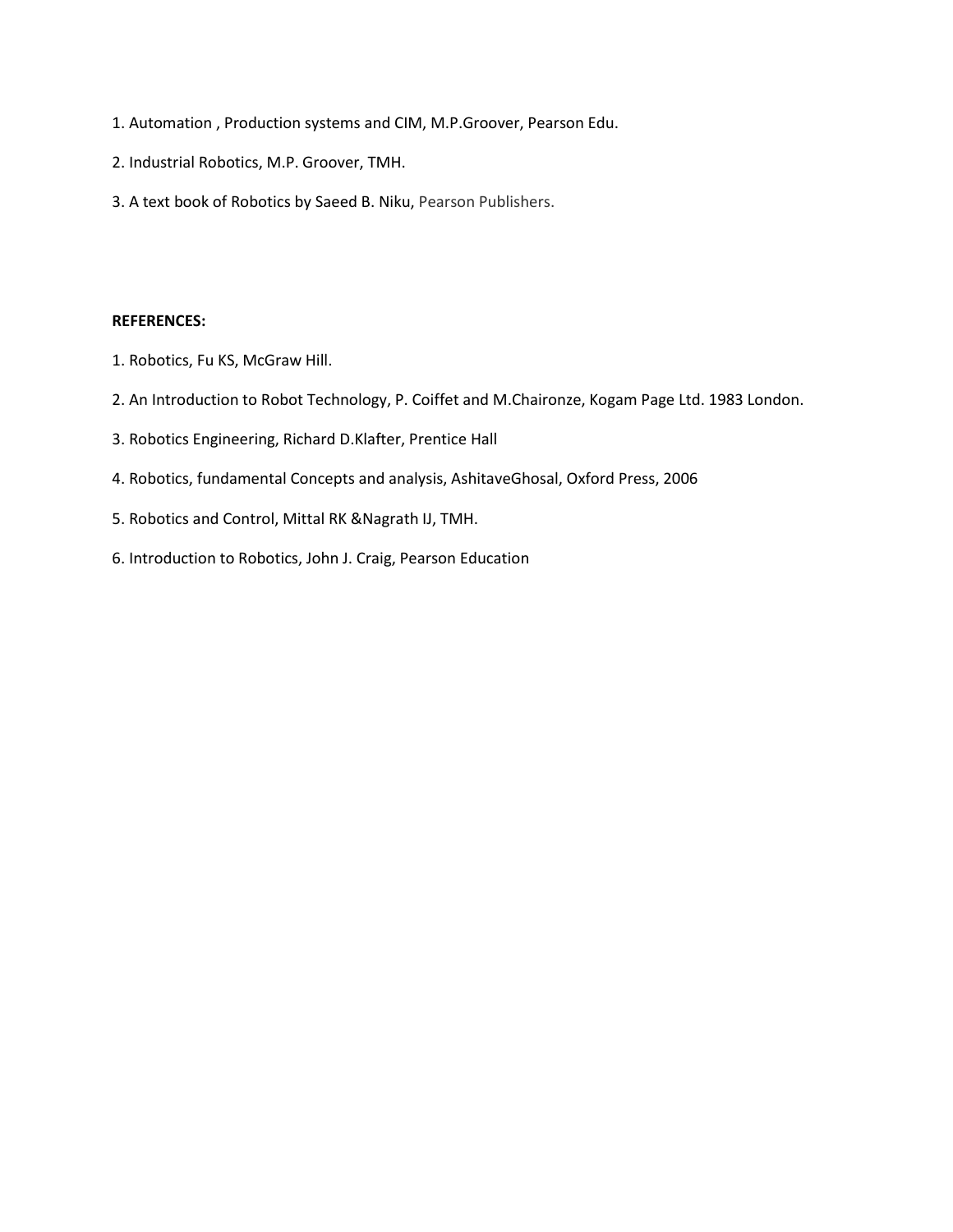1. Automation , Production systems and CIM, M.P.Groover, Pearson Edu.

2. Industrial Robotics, M.P. Groover, TMH.

3. A text book of Robotics by Saeed B. Niku, Pearson Publishers.

**REFERENCES:**

1. Robotics, Fu KS, McGraw Hill.

2. An Introduction to Robot Technology, P. Coiffet and M.Chaironze, Kogam Page Ltd. 1983 London.

3. Robotics Engineering, Richard D.Klafter, Prentice Hall

4. Robotics, fundamental Concepts and analysis, AshitaveGhosal, Oxford Press, 2006

5. Robotics and Control, Mittal RK &Nagrath IJ, TMH.

6. Introduction to Robotics, John J. Craig, Pearson Education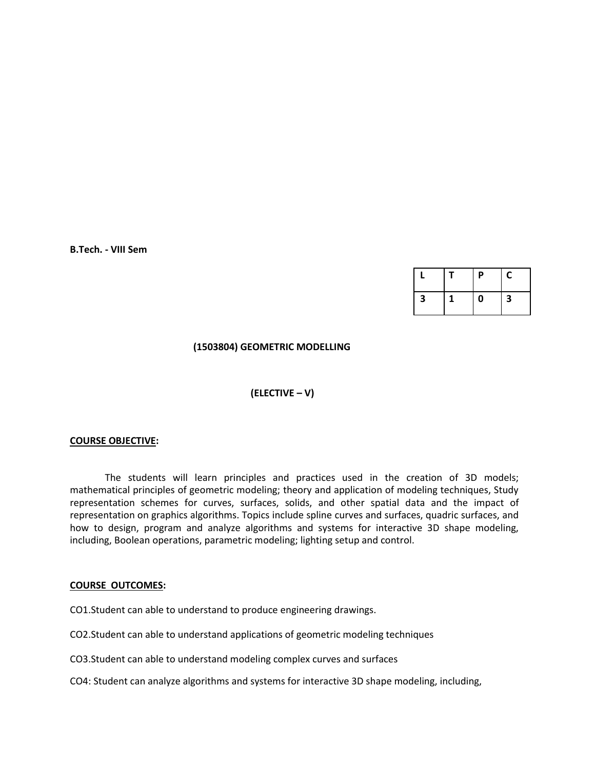**B.Tech. - VIII Sem**

| L | T | P | C |
|---|---|---|---|
| 3 | 1 | 0 | 3 |

## (1503804) GEOMETRIC MODELLING

## (ELECTIVE – V)

**COURSE OBJECTIVE:**

The students will learn principles and practices used in the creation of 3D models; mathematical principles of geometric modeling; theory and application of modeling techniques, Study representation schemes for curves, surfaces, solids, and other spatial data and the impact of representation on graphics algorithms. Topics include spline curves and surfaces, quadric surfaces, and how to design, program and analyze algorithms and systems for interactive 3D shape modeling, including, Boolean operations, parametric modeling; lighting setup and control.

**COURSE OUTCOMES:**

CO1.Student can able to understand to produce engineering drawings.

CO2.Student can able to understand applications of geometric modeling techniques

CO3.Student can able to understand modeling complex curves and surfaces

CO4: Student can analyze algorithms and systems for interactive 3D shape modeling, including,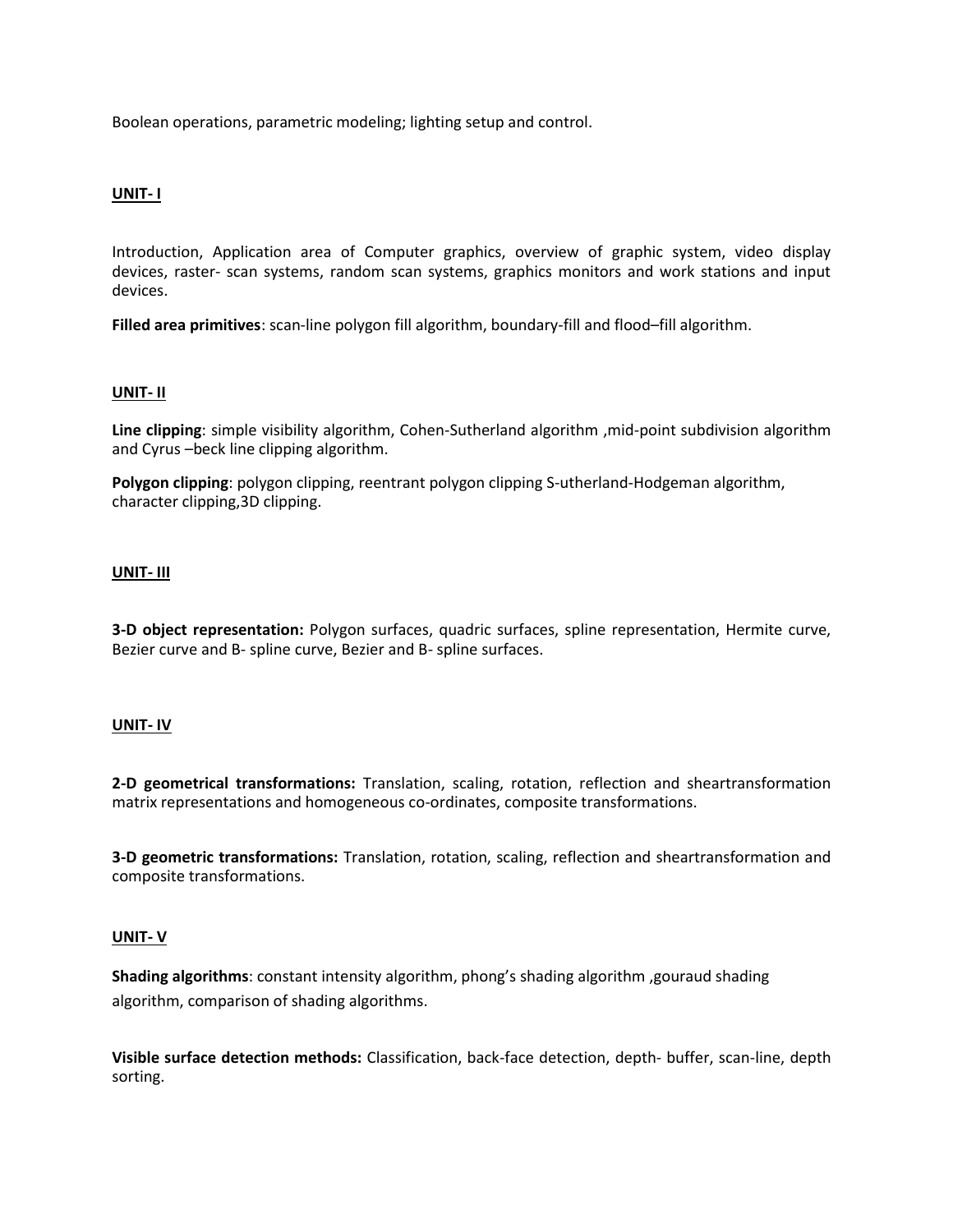Boolean operations, parametric modeling; lighting setup and control.

## UNIT- I

Introduction, Application area of Computer graphics, overview of graphic system, video display devices, raster- scan systems, random scan systems, graphics monitors and work stations and input devices.

**Filled area primitives**: scan-line polygon fill algorithm, boundary-fill and flood–fill algorithm.

## UNIT- II

**Line clipping**: simple visibility algorithm, Cohen-Sutherland algorithm ,mid-point subdivision algorithm and Cyrus –beck line clipping algorithm.

**Polygon clipping**: polygon clipping, reentrant polygon clipping S-utherland-Hodgeman algorithm, character clipping,3D clipping.

## UNIT- III

**3-D object representation:** Polygon surfaces, quadric surfaces, spline representation, Hermite curve, Bezier curve and B- spline curve, Bezier and B- spline surfaces.

## UNIT- IV

**2-D geometrical transformations:** Translation, scaling, rotation, reflection and sheartransformation matrix representations and homogeneous co-ordinates, composite transformations.

**3-D geometric transformations:** Translation, rotation, scaling, reflection and sheartransformation and composite transformations.

## UNIT- V

**Shading algorithms**: constant intensity algorithm, phong's shading algorithm ,gouraud shading algorithm, comparison of shading algorithms.

**Visible surface detection methods:** Classification, back-face detection, depth- buffer, scan-line, depth sorting.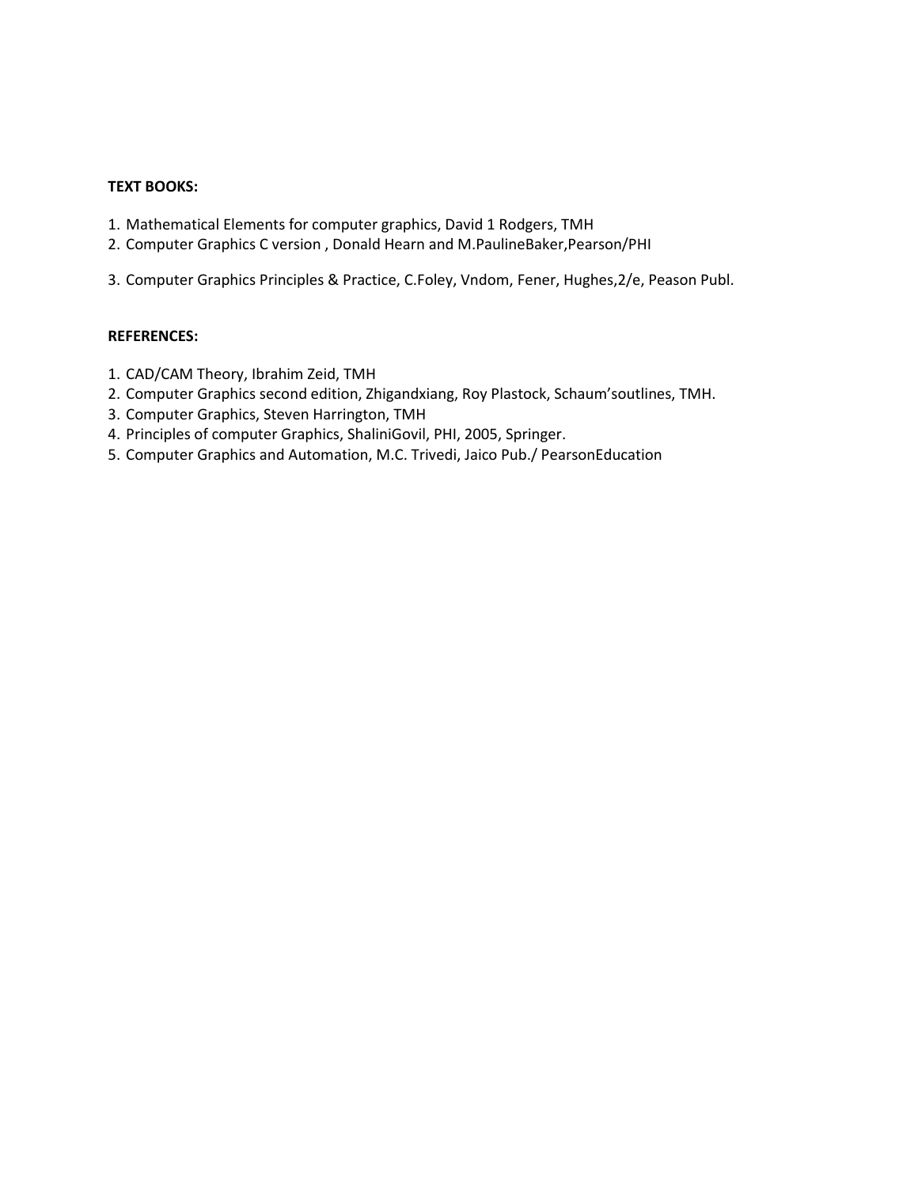**TEXT BOOKS:**

1. Mathematical Elements for computer graphics, David 1 Rodgers, TMH
2. Computer Graphics C version , Donald Hearn and M.PaulineBaker,Pearson/PHI
3. Computer Graphics Principles & Practice, C.Foley, Vndom, Fener, Hughes,2/e, Peason Publ.

**REFERENCES:**

1. CAD/CAM Theory, Ibrahim Zeid, TMH
2. Computer Graphics second edition, Zhigandxiang, Roy Plastock, Schaum'soutlines, TMH.
3. Computer Graphics, Steven Harrington, TMH
4. Principles of computer Graphics, ShaliniGovil, PHI, 2005, Springer.
5. Computer Graphics and Automation, M.C. Trivedi, Jaico Pub./ PearsonEducation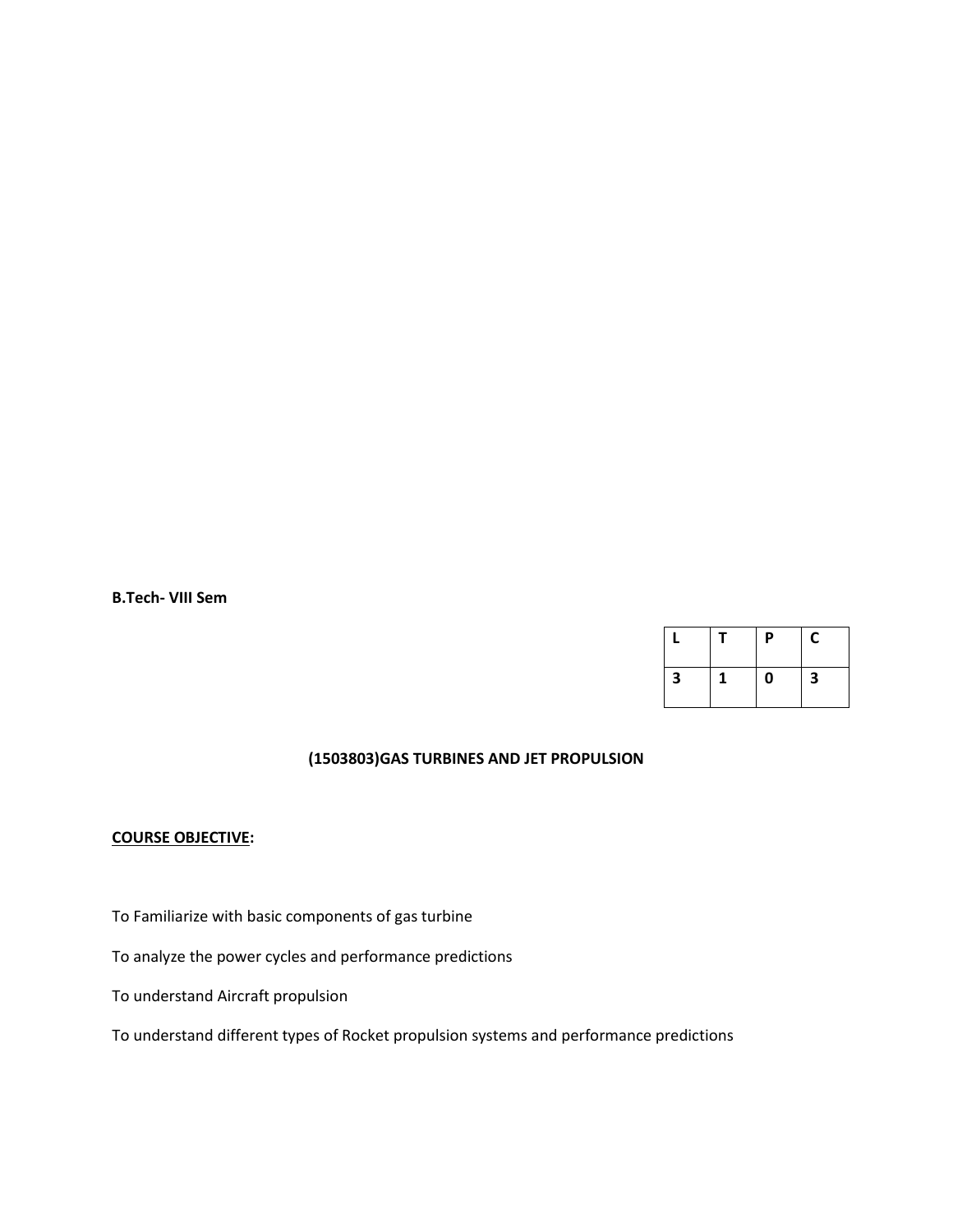**B.Tech- VIII Sem**

| L | T | P | C |
|---|---|---|---|
| 3 | 1 | 0 | 3 |

**(1503803)GAS TURBINES AND JET PROPULSION**

**COURSE OBJECTIVE:**

To Familiarize with basic components of gas turbine

To analyze the power cycles and performance predictions

To understand Aircraft propulsion

To understand different types of Rocket propulsion systems and performance predictions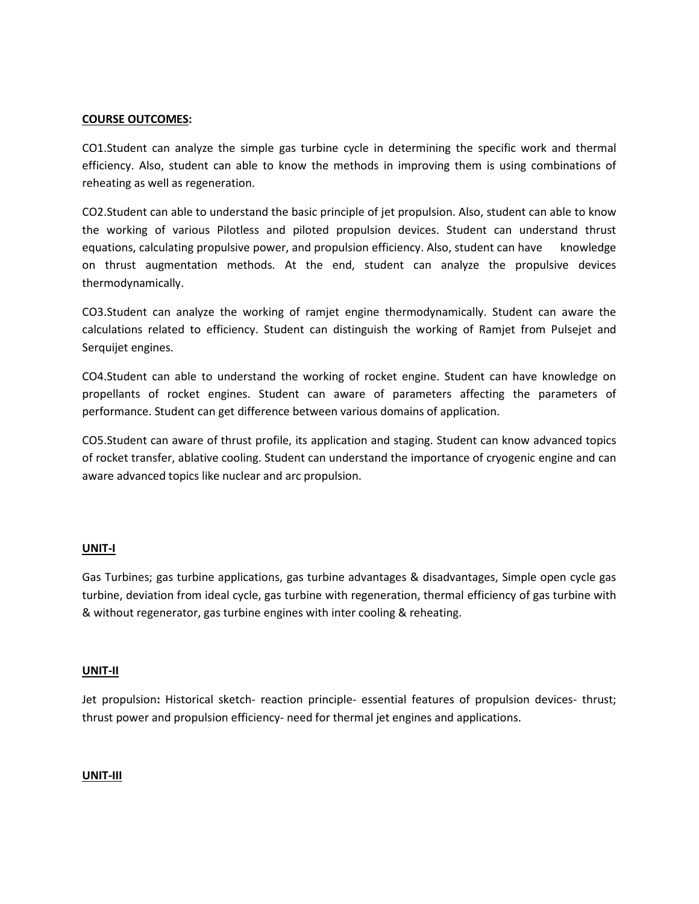**<u>COURSE OUTCOMES</u>:**

CO1.Student can analyze the simple gas turbine cycle in determining the specific work and thermal efficiency. Also, student can able to know the methods in improving them is using combinations of reheating as well as regeneration.

CO2.Student can able to understand the basic principle of jet propulsion. Also, student can able to know the working of various Pilotless and piloted propulsion devices. Student can understand thrust equations, calculating propulsive power, and propulsion efficiency. Also, student can have knowledge on thrust augmentation methods. At the end, student can analyze the propulsive devices thermodynamically.

CO3.Student can analyze the working of ramjet engine thermodynamically. Student can aware the calculations related to efficiency. Student can distinguish the working of Ramjet from Pulsejet and Serquijet engines.

CO4.Student can able to understand the working of rocket engine. Student can have knowledge on propellants of rocket engines. Student can aware of parameters affecting the parameters of performance. Student can get difference between various domains of application.

CO5.Student can aware of thrust profile, its application and staging. Student can know advanced topics of rocket transfer, ablative cooling. Student can understand the importance of cryogenic engine and can aware advanced topics like nuclear and arc propulsion.

**<u>UNIT-I</u>**

Gas Turbines; gas turbine applications, gas turbine advantages & disadvantages, Simple open cycle gas turbine, deviation from ideal cycle, gas turbine with regeneration, thermal efficiency of gas turbine with & without regenerator, gas turbine engines with inter cooling & reheating.

**<u>UNIT-II</u>**

Jet propulsion**:** Historical sketch- reaction principle- essential features of propulsion devices- thrust; thrust power and propulsion efficiency- need for thermal jet engines and applications.

**<u>UNIT-III</u>**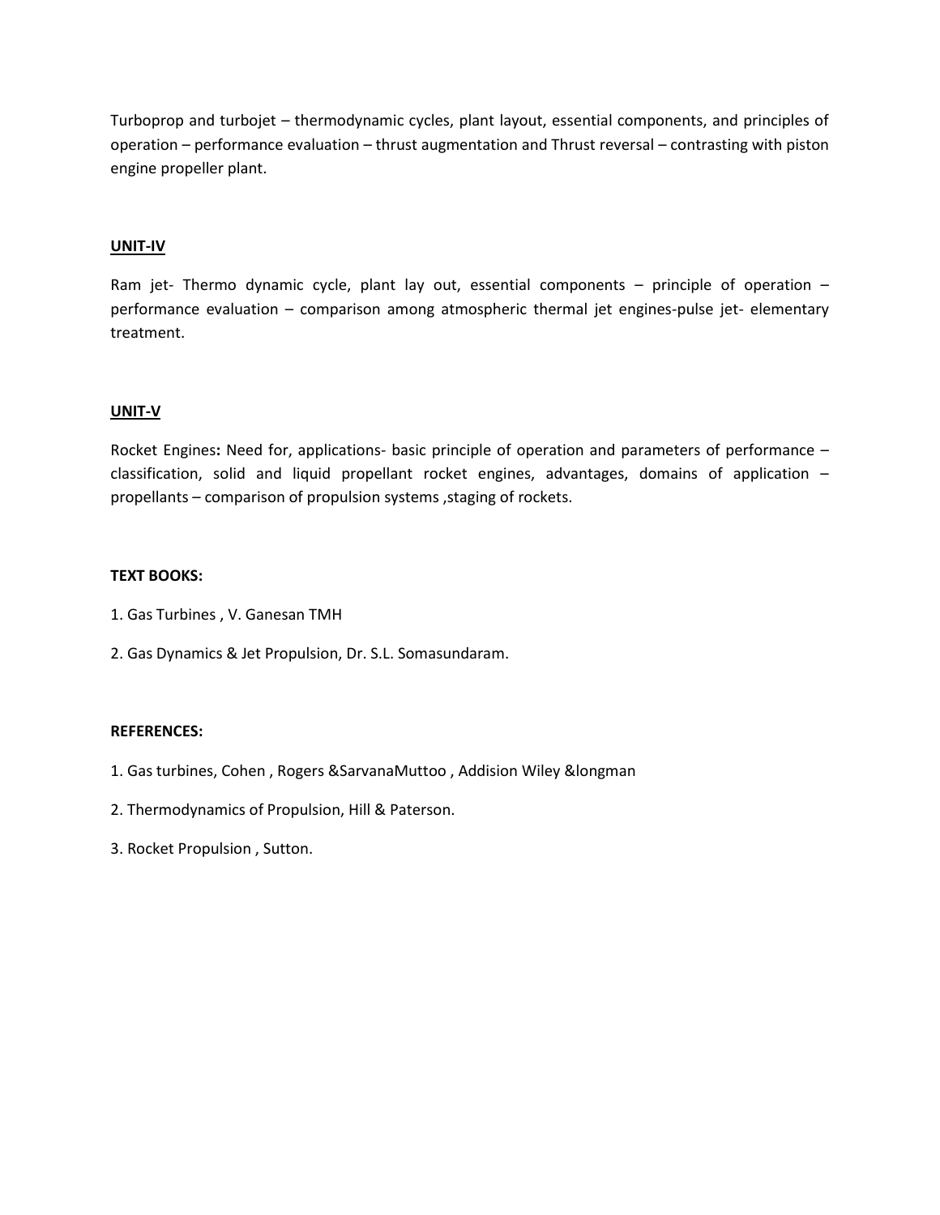Turboprop and turbojet – thermodynamic cycles, plant layout, essential components, and principles of operation – performance evaluation – thrust augmentation and Thrust reversal – contrasting with piston engine propeller plant.

## UNIT-IV

Ram jet- Thermo dynamic cycle, plant lay out, essential components – principle of operation – performance evaluation – comparison among atmospheric thermal jet engines-pulse jet- elementary treatment.

## UNIT-V

Rocket Engines**:** Need for, applications- basic principle of operation and parameters of performance – classification, solid and liquid propellant rocket engines, advantages, domains of application – propellants – comparison of propulsion systems ,staging of rockets.

**TEXT BOOKS:**

1. Gas Turbines , V. Ganesan TMH
2. Gas Dynamics & Jet Propulsion, Dr. S.L. Somasundaram.

**REFERENCES:**

1. Gas turbines, Cohen , Rogers &SarvanaMuttoo , Addision Wiley &longman
2. Thermodynamics of Propulsion, Hill & Paterson.
3. Rocket Propulsion , Sutton.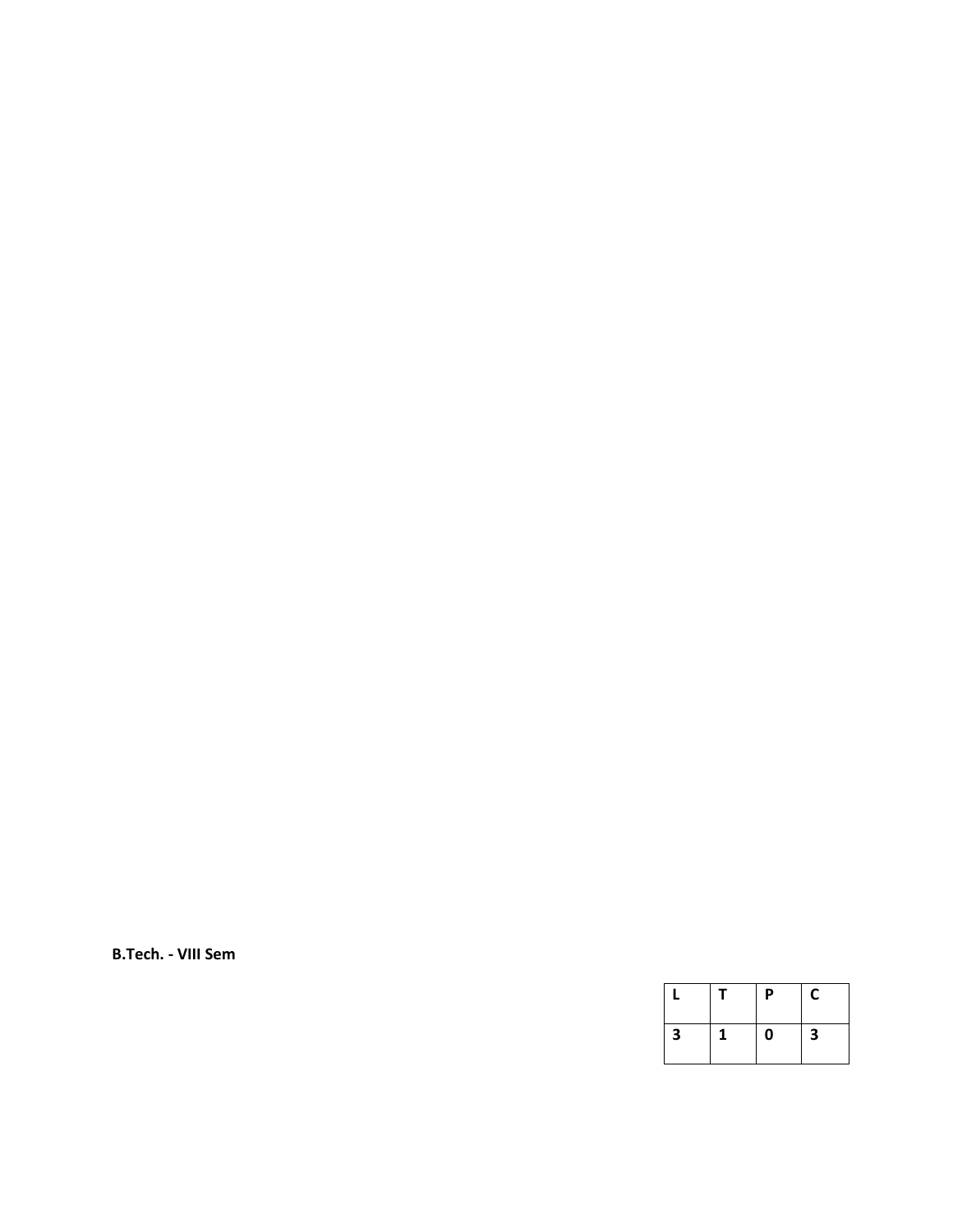**B.Tech. - VIII Sem**

| L | T | P | C |
|---|---|---|---|
| 3 | 1 | 0 | 3 |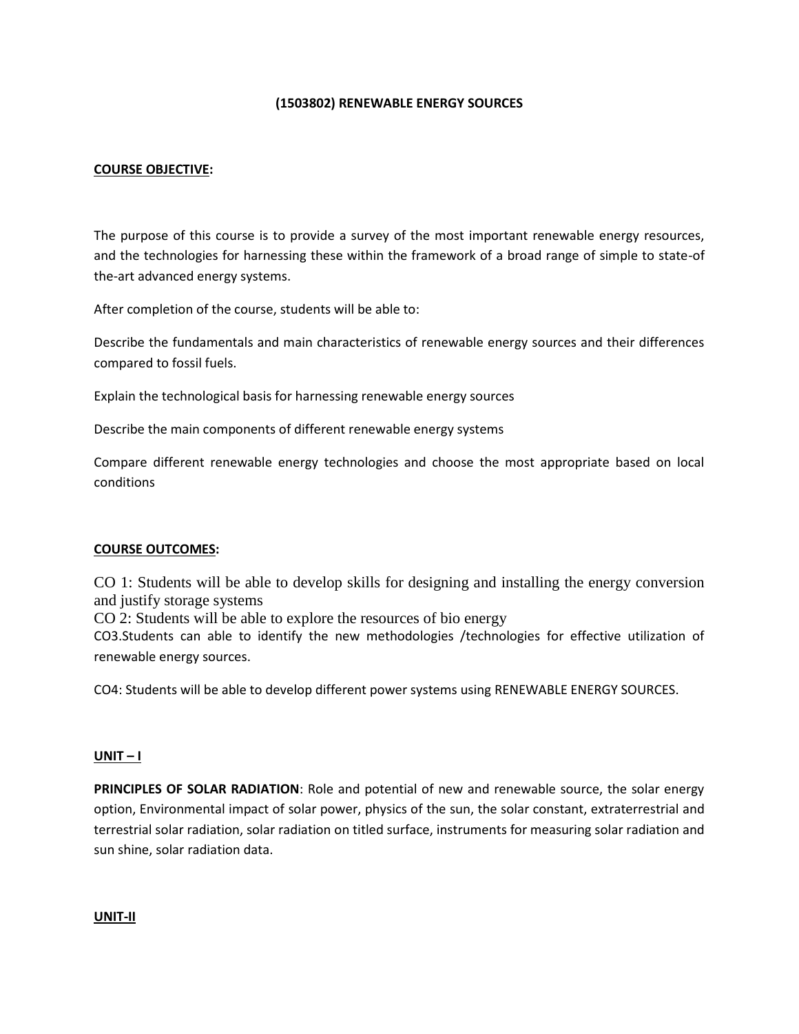# (1503802) RENEWABLE ENERGY SOURCES

**COURSE OBJECTIVE:**

The purpose of this course is to provide a survey of the most important renewable energy resources, and the technologies for harnessing these within the framework of a broad range of simple to state-of the-art advanced energy systems.

After completion of the course, students will be able to:

Describe the fundamentals and main characteristics of renewable energy sources and their differences compared to fossil fuels.

Explain the technological basis for harnessing renewable energy sources

Describe the main components of different renewable energy systems

Compare different renewable energy technologies and choose the most appropriate based on local conditions

**COURSE OUTCOMES:**

CO 1: Students will be able to develop skills for designing and installing the energy conversion and justify storage systems

CO 2: Students will be able to explore the resources of bio energy

CO3.Students can able to identify the new methodologies /technologies for effective utilization of renewable energy sources.

CO4: Students will be able to develop different power systems using RENEWABLE ENERGY SOURCES.

**UNIT – I**

**PRINCIPLES OF SOLAR RADIATION**: Role and potential of new and renewable source, the solar energy option, Environmental impact of solar power, physics of the sun, the solar constant, extraterrestrial and terrestrial solar radiation, solar radiation on titled surface, instruments for measuring solar radiation and sun shine, solar radiation data.

**UNIT-II**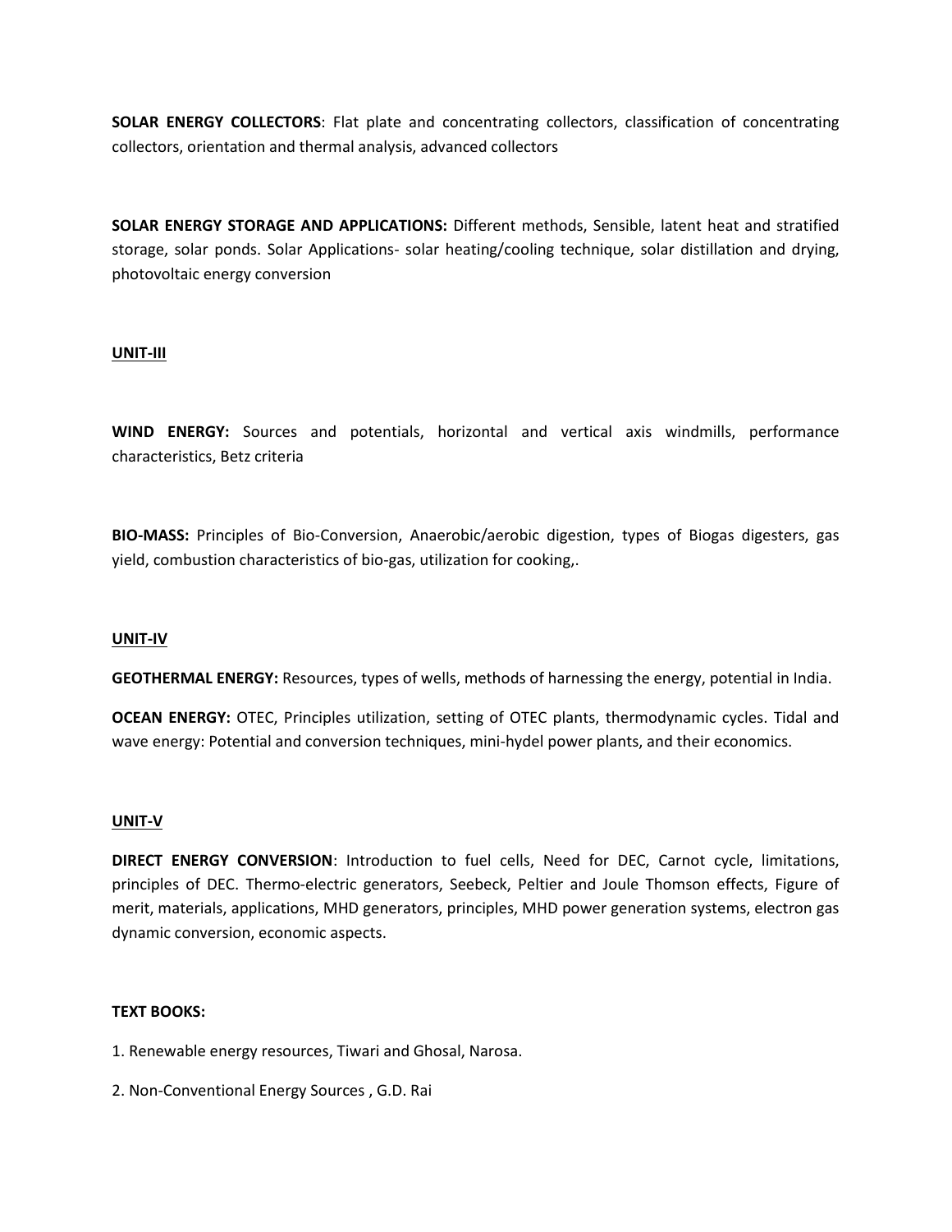**SOLAR ENERGY COLLECTORS**: Flat plate and concentrating collectors, classification of concentrating collectors, orientation and thermal analysis, advanced collectors

**SOLAR ENERGY STORAGE AND APPLICATIONS:** Different methods, Sensible, latent heat and stratified storage, solar ponds. Solar Applications- solar heating/cooling technique, solar distillation and drying, photovoltaic energy conversion

## UNIT-III

**WIND ENERGY:** Sources and potentials, horizontal and vertical axis windmills, performance characteristics, Betz criteria

**BIO-MASS:** Principles of Bio-Conversion, Anaerobic/aerobic digestion, types of Biogas digesters, gas yield, combustion characteristics of bio-gas, utilization for cooking,.

## UNIT-IV

**GEOTHERMAL ENERGY:** Resources, types of wells, methods of harnessing the energy, potential in India.

**OCEAN ENERGY:** OTEC, Principles utilization, setting of OTEC plants, thermodynamic cycles. Tidal and wave energy: Potential and conversion techniques, mini-hydel power plants, and their economics.

## UNIT-V

**DIRECT ENERGY CONVERSION**: Introduction to fuel cells, Need for DEC, Carnot cycle, limitations, principles of DEC. Thermo-electric generators, Seebeck, Peltier and Joule Thomson effects, Figure of merit, materials, applications, MHD generators, principles, MHD power generation systems, electron gas dynamic conversion, economic aspects.

**TEXT BOOKS:**

1. Renewable energy resources, Tiwari and Ghosal, Narosa.

2. Non-Conventional Energy Sources , G.D. Rai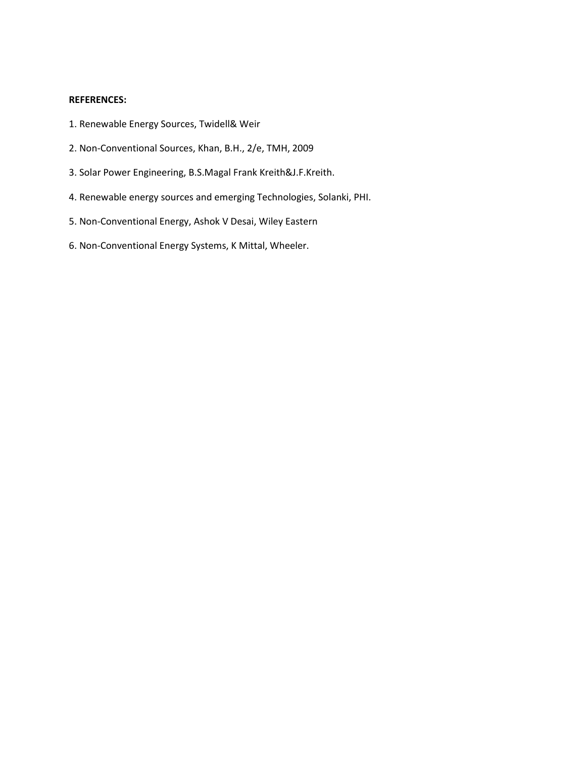**REFERENCES:**

1. Renewable Energy Sources, Twidell& Weir
2. Non-Conventional Sources, Khan, B.H., 2/e, TMH, 2009
3. Solar Power Engineering, B.S.Magal Frank Kreith&J.F.Kreith.
4. Renewable energy sources and emerging Technologies, Solanki, PHI.
5. Non-Conventional Energy, Ashok V Desai, Wiley Eastern
6. Non-Conventional Energy Systems, K Mittal, Wheeler.